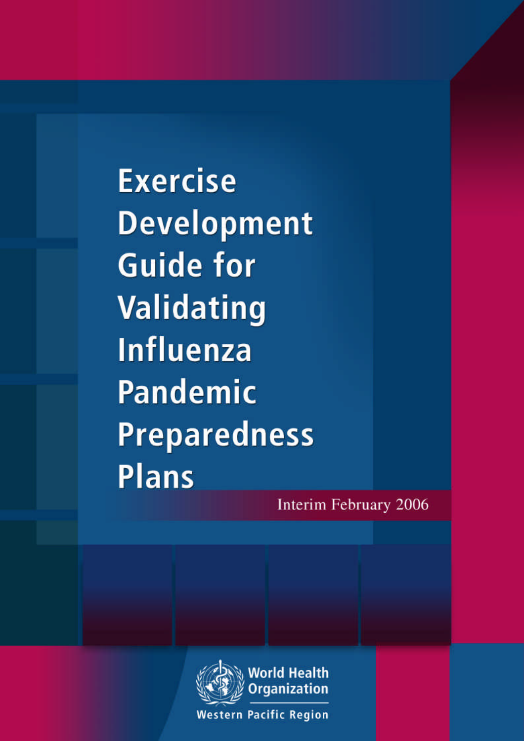# Exercise Development Guide for Validating Influenza Pandemic Preparedness Plans

Interim February 2006

World Health Organization

Western Pacific Region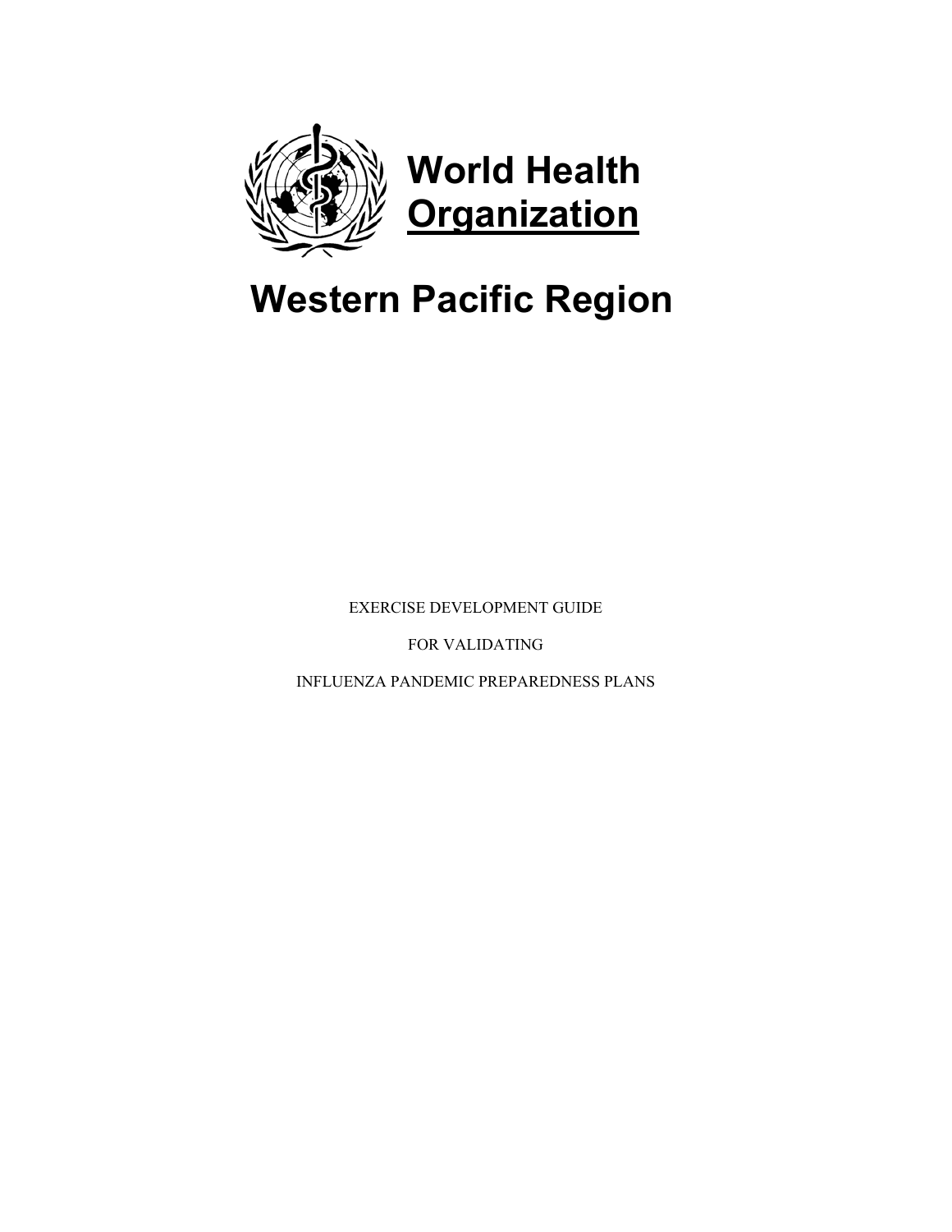# World Health Organization

# Western Pacific Region

EXERCISE DEVELOPMENT GUIDE

FOR VALIDATING

INFLUENZA PANDEMIC PREPAREDNESS PLANS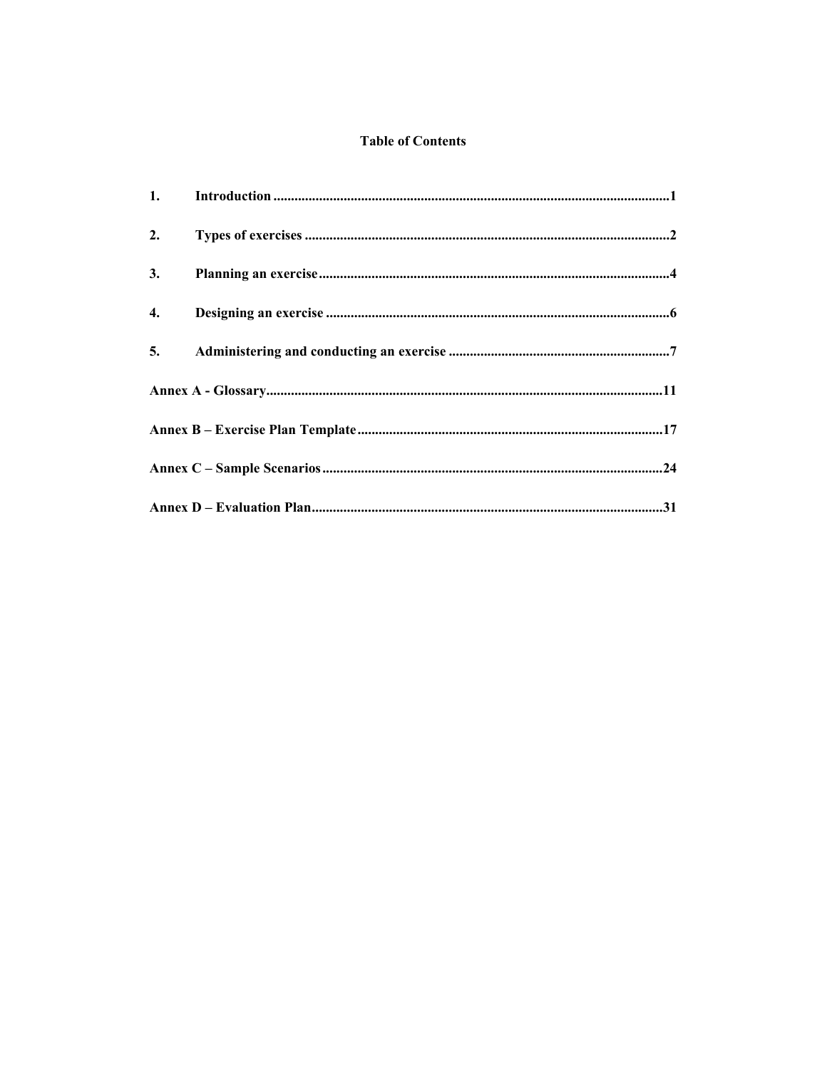# Table of Contents

| | | |
|---|---|---|
| 1. | Introduction | 1 |
| 2. | Types of exercises | 2 |
| 3. | Planning an exercise | 4 |
| 4. | Designing an exercise | 6 |
| 5. | Administering and conducting an exercise | 7 |
| Annex A - Glossary | | 11 |
| Annex B – Exercise Plan Template | | 17 |
| Annex C – Sample Scenarios | | 24 |
| Annex D – Evaluation Plan | | 31 |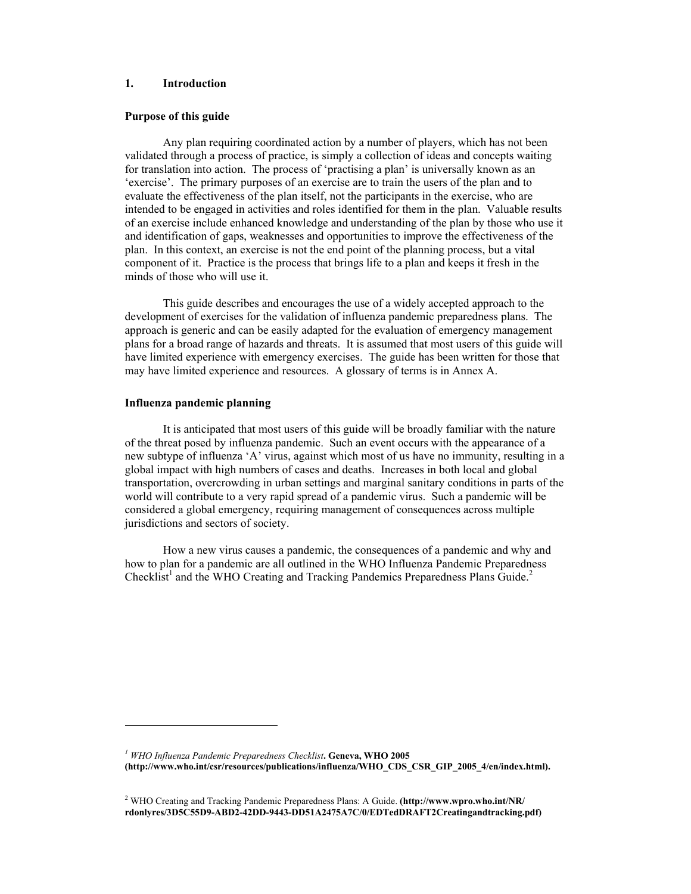## 1. Introduction

**Purpose of this guide**

Any plan requiring coordinated action by a number of players, which has not been validated through a process of practice, is simply a collection of ideas and concepts waiting for translation into action. The process of 'practising a plan' is universally known as an 'exercise'. The primary purposes of an exercise are to train the users of the plan and to evaluate the effectiveness of the plan itself, not the participants in the exercise, who are intended to be engaged in activities and roles identified for them in the plan. Valuable results of an exercise include enhanced knowledge and understanding of the plan by those who use it and identification of gaps, weaknesses and opportunities to improve the effectiveness of the plan. In this context, an exercise is not the end point of the planning process, but a vital component of it. Practice is the process that brings life to a plan and keeps it fresh in the minds of those who will use it.

This guide describes and encourages the use of a widely accepted approach to the development of exercises for the validation of influenza pandemic preparedness plans. The approach is generic and can be easily adapted for the evaluation of emergency management plans for a broad range of hazards and threats. It is assumed that most users of this guide will have limited experience with emergency exercises. The guide has been written for those that may have limited experience and resources. A glossary of terms is in Annex A.

**Influenza pandemic planning**

It is anticipated that most users of this guide will be broadly familiar with the nature of the threat posed by influenza pandemic. Such an event occurs with the appearance of a new subtype of influenza 'A' virus, against which most of us have no immunity, resulting in a global impact with high numbers of cases and deaths. Increases in both local and global transportation, overcrowding in urban settings and marginal sanitary conditions in parts of the world will contribute to a very rapid spread of a pandemic virus. Such a pandemic will be considered a global emergency, requiring management of consequences across multiple jurisdictions and sectors of society.

How a new virus causes a pandemic, the consequences of a pandemic and why and how to plan for a pandemic are all outlined in the WHO Influenza Pandemic Preparedness Checklist[1] and the WHO Creating and Tracking Pandemics Preparedness Plans Guide.[2]

---

[1] *WHO Influenza Pandemic Preparedness Checklist*. **Geneva, WHO 2005 (http://www.who.int/csr/resources/publications/influenza/WHO_CDS_CSR_GIP_2005_4/en/index.html).**

[2] WHO Creating and Tracking Pandemic Preparedness Plans: A Guide. **(http://www.wpro.who.int/NR/rdonlyres/3D5C55D9-ABD2-42DD-9443-DD51A2475A7C/0/EDTedDRAFT2Creatingandtracking.pdf)**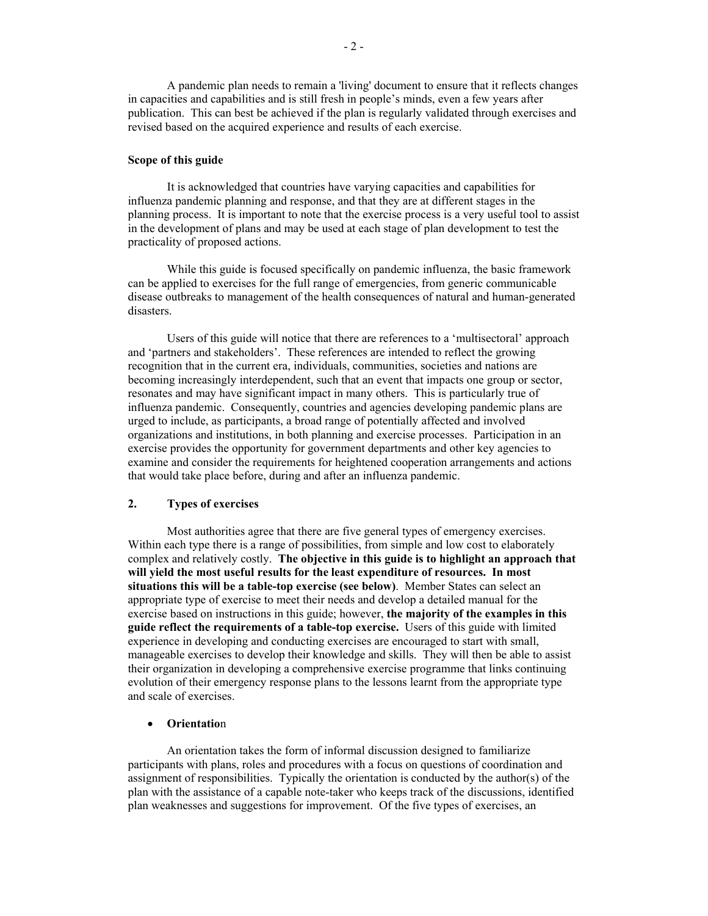A pandemic plan needs to remain a 'living' document to ensure that it reflects changes in capacities and capabilities and is still fresh in people's minds, even a few years after publication. This can best be achieved if the plan is regularly validated through exercises and revised based on the acquired experience and results of each exercise.

**Scope of this guide**

It is acknowledged that countries have varying capacities and capabilities for influenza pandemic planning and response, and that they are at different stages in the planning process. It is important to note that the exercise process is a very useful tool to assist in the development of plans and may be used at each stage of plan development to test the practicality of proposed actions.

While this guide is focused specifically on pandemic influenza, the basic framework can be applied to exercises for the full range of emergencies, from generic communicable disease outbreaks to management of the health consequences of natural and human-generated disasters.

Users of this guide will notice that there are references to a 'multisectoral' approach and 'partners and stakeholders'. These references are intended to reflect the growing recognition that in the current era, individuals, communities, societies and nations are becoming increasingly interdependent, such that an event that impacts one group or sector, resonates and may have significant impact in many others. This is particularly true of influenza pandemic. Consequently, countries and agencies developing pandemic plans are urged to include, as participants, a broad range of potentially affected and involved organizations and institutions, in both planning and exercise processes. Participation in an exercise provides the opportunity for government departments and other key agencies to examine and consider the requirements for heightened cooperation arrangements and actions that would take place before, during and after an influenza pandemic.

## 2. Types of exercises

Most authorities agree that there are five general types of emergency exercises. Within each type there is a range of possibilities, from simple and low cost to elaborately complex and relatively costly. **The objective in this guide is to highlight an approach that will yield the most useful results for the least expenditure of resources. In most situations this will be a table-top exercise (see below)**. Member States can select an appropriate type of exercise to meet their needs and develop a detailed manual for the exercise based on instructions in this guide; however, **the majority of the examples in this guide reflect the requirements of a table-top exercise.** Users of this guide with limited experience in developing and conducting exercises are encouraged to start with small, manageable exercises to develop their knowledge and skills. They will then be able to assist their organization in developing a comprehensive exercise programme that links continuing evolution of their emergency response plans to the lessons learnt from the appropriate type and scale of exercises.

- **Orientation**

An orientation takes the form of informal discussion designed to familiarize participants with plans, roles and procedures with a focus on questions of coordination and assignment of responsibilities. Typically the orientation is conducted by the author(s) of the plan with the assistance of a capable note-taker who keeps track of the discussions, identified plan weaknesses and suggestions for improvement. Of the five types of exercises, an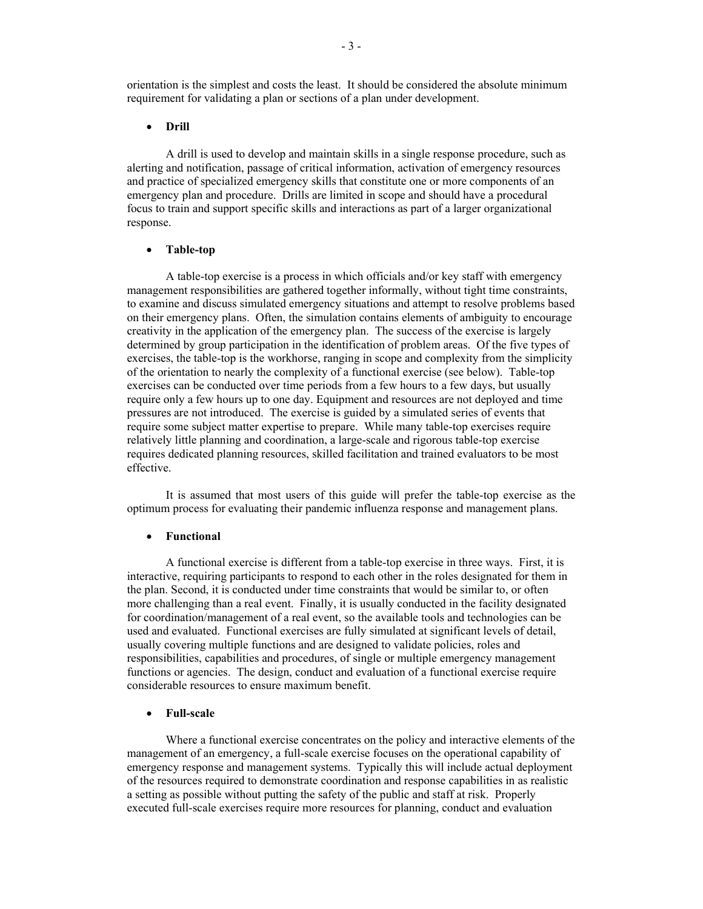orientation is the simplest and costs the least. It should be considered the absolute minimum requirement for validating a plan or sections of a plan under development.

- **Drill**

A drill is used to develop and maintain skills in a single response procedure, such as alerting and notification, passage of critical information, activation of emergency resources and practice of specialized emergency skills that constitute one or more components of an emergency plan and procedure. Drills are limited in scope and should have a procedural focus to train and support specific skills and interactions as part of a larger organizational response.

- **Table-top**

A table-top exercise is a process in which officials and/or key staff with emergency management responsibilities are gathered together informally, without tight time constraints, to examine and discuss simulated emergency situations and attempt to resolve problems based on their emergency plans. Often, the simulation contains elements of ambiguity to encourage creativity in the application of the emergency plan. The success of the exercise is largely determined by group participation in the identification of problem areas. Of the five types of exercises, the table-top is the workhorse, ranging in scope and complexity from the simplicity of the orientation to nearly the complexity of a functional exercise (see below). Table-top exercises can be conducted over time periods from a few hours to a few days, but usually require only a few hours up to one day. Equipment and resources are not deployed and time pressures are not introduced. The exercise is guided by a simulated series of events that require some subject matter expertise to prepare. While many table-top exercises require relatively little planning and coordination, a large-scale and rigorous table-top exercise requires dedicated planning resources, skilled facilitation and trained evaluators to be most effective.

It is assumed that most users of this guide will prefer the table-top exercise as the optimum process for evaluating their pandemic influenza response and management plans.

- **Functional**

A functional exercise is different from a table-top exercise in three ways. First, it is interactive, requiring participants to respond to each other in the roles designated for them in the plan. Second, it is conducted under time constraints that would be similar to, or often more challenging than a real event. Finally, it is usually conducted in the facility designated for coordination/management of a real event, so the available tools and technologies can be used and evaluated. Functional exercises are fully simulated at significant levels of detail, usually covering multiple functions and are designed to validate policies, roles and responsibilities, capabilities and procedures, of single or multiple emergency management functions or agencies. The design, conduct and evaluation of a functional exercise require considerable resources to ensure maximum benefit.

- **Full-scale**

Where a functional exercise concentrates on the policy and interactive elements of the management of an emergency, a full-scale exercise focuses on the operational capability of emergency response and management systems. Typically this will include actual deployment of the resources required to demonstrate coordination and response capabilities in as realistic a setting as possible without putting the safety of the public and staff at risk. Properly executed full-scale exercises require more resources for planning, conduct and evaluation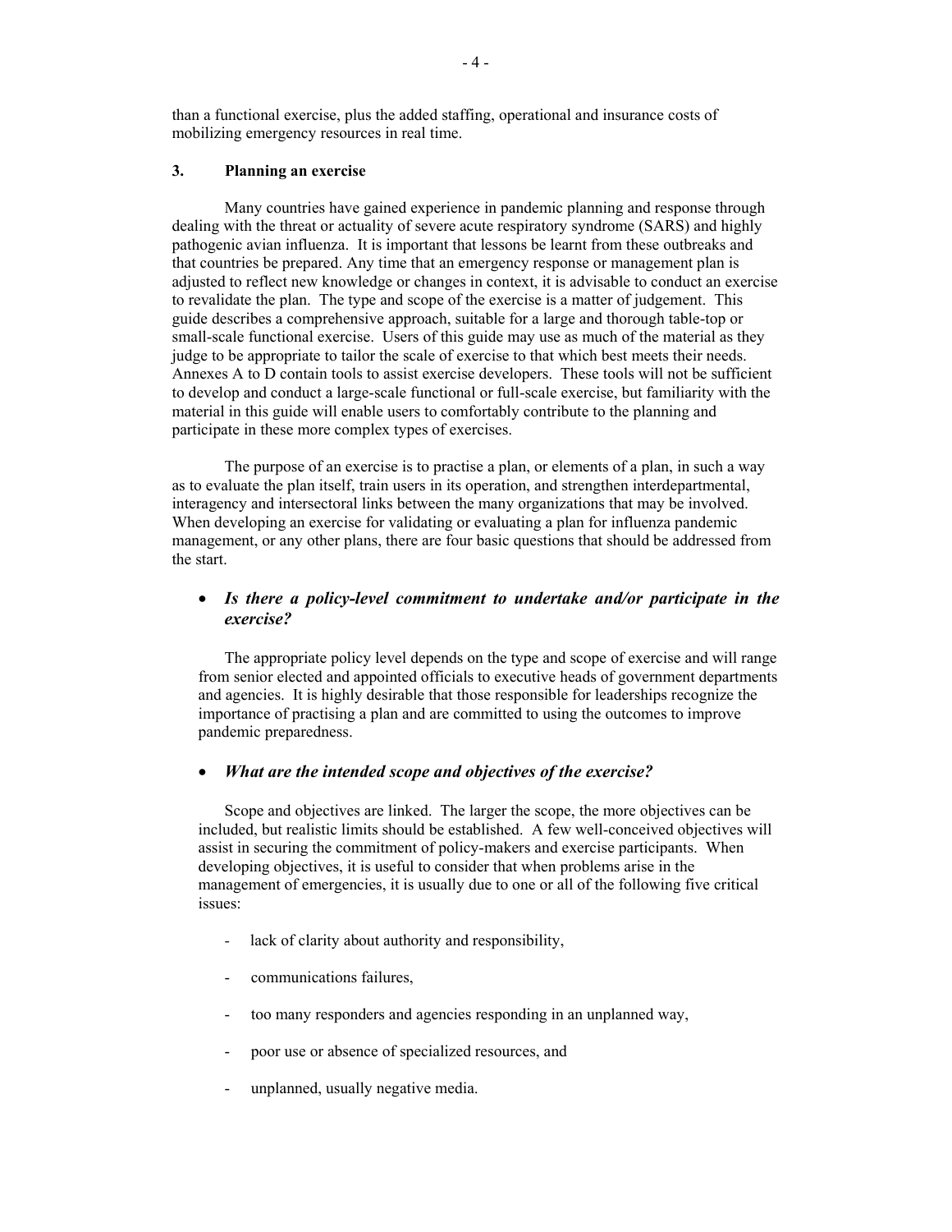than a functional exercise, plus the added staffing, operational and insurance costs of mobilizing emergency resources in real time.

### 3. Planning an exercise

Many countries have gained experience in pandemic planning and response through dealing with the threat or actuality of severe acute respiratory syndrome (SARS) and highly pathogenic avian influenza. It is important that lessons be learnt from these outbreaks and that countries be prepared. Any time that an emergency response or management plan is adjusted to reflect new knowledge or changes in context, it is advisable to conduct an exercise to revalidate the plan. The type and scope of the exercise is a matter of judgement. This guide describes a comprehensive approach, suitable for a large and thorough table-top or small-scale functional exercise. Users of this guide may use as much of the material as they judge to be appropriate to tailor the scale of exercise to that which best meets their needs. Annexes A to D contain tools to assist exercise developers. These tools will not be sufficient to develop and conduct a large-scale functional or full-scale exercise, but familiarity with the material in this guide will enable users to comfortably contribute to the planning and participate in these more complex types of exercises.

The purpose of an exercise is to practise a plan, or elements of a plan, in such a way as to evaluate the plan itself, train users in its operation, and strengthen interdepartmental, interagency and intersectoral links between the many organizations that may be involved. When developing an exercise for validating or evaluating a plan for influenza pandemic management, or any other plans, there are four basic questions that should be addressed from the start.

- ***Is there a policy-level commitment to undertake and/or participate in the exercise?***

  The appropriate policy level depends on the type and scope of exercise and will range from senior elected and appointed officials to executive heads of government departments and agencies. It is highly desirable that those responsible for leaderships recognize the importance of practising a plan and are committed to using the outcomes to improve pandemic preparedness.

- ***What are the intended scope and objectives of the exercise?***

  Scope and objectives are linked. The larger the scope, the more objectives can be included, but realistic limits should be established. A few well-conceived objectives will assist in securing the commitment of policy-makers and exercise participants. When developing objectives, it is useful to consider that when problems arise in the management of emergencies, it is usually due to one or all of the following five critical issues:

  - lack of clarity about authority and responsibility,
  - communications failures,
  - too many responders and agencies responding in an unplanned way,
  - poor use or absence of specialized resources, and
  - unplanned, usually negative media.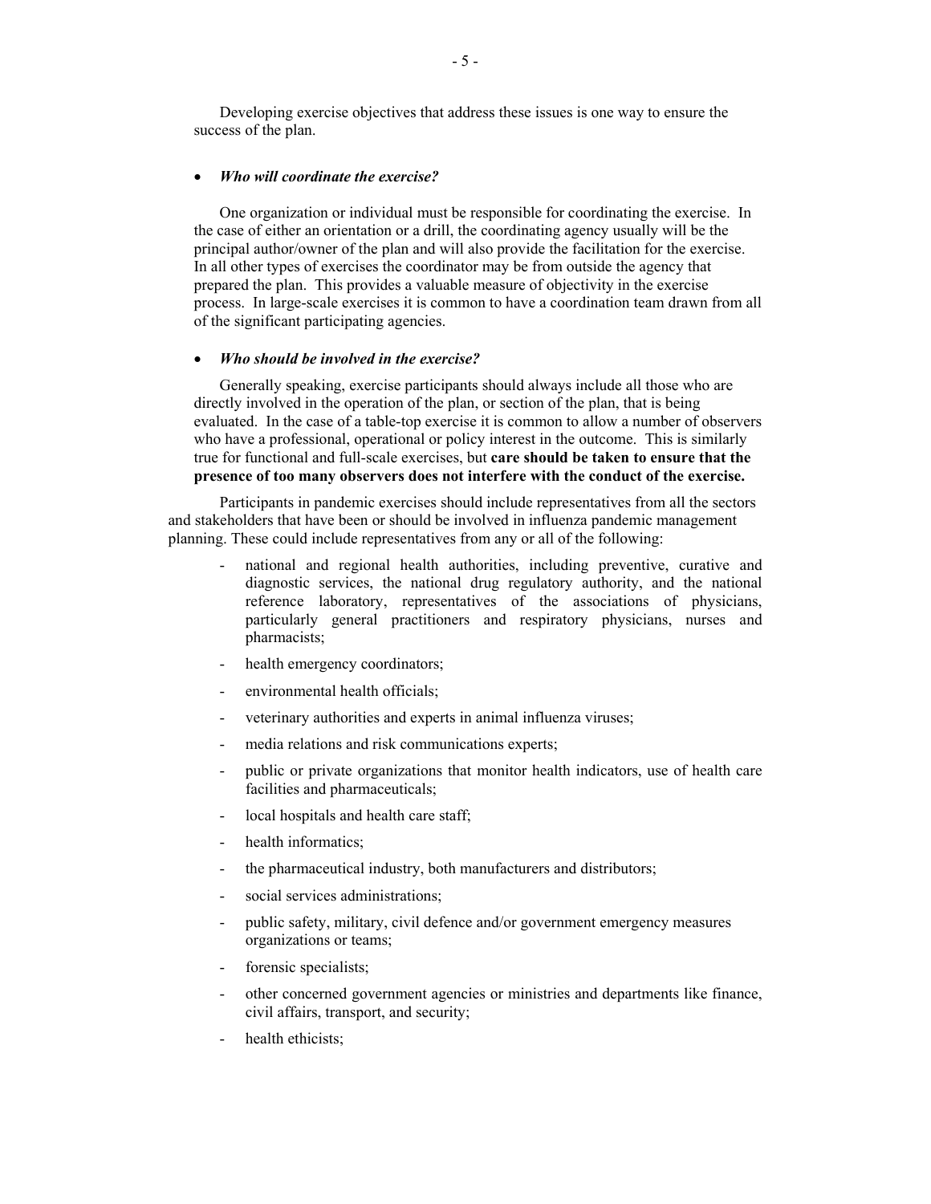Developing exercise objectives that address these issues is one way to ensure the success of the plan.

- ***Who will coordinate the exercise?***

One organization or individual must be responsible for coordinating the exercise. In the case of either an orientation or a drill, the coordinating agency usually will be the principal author/owner of the plan and will also provide the facilitation for the exercise. In all other types of exercises the coordinator may be from outside the agency that prepared the plan. This provides a valuable measure of objectivity in the exercise process. In large-scale exercises it is common to have a coordination team drawn from all of the significant participating agencies.

- ***Who should be involved in the exercise?***

Generally speaking, exercise participants should always include all those who are directly involved in the operation of the plan, or section of the plan, that is being evaluated. In the case of a table-top exercise it is common to allow a number of observers who have a professional, operational or policy interest in the outcome. This is similarly true for functional and full-scale exercises, but **care should be taken to ensure that the presence of too many observers does not interfere with the conduct of the exercise.**

Participants in pandemic exercises should include representatives from all the sectors and stakeholders that have been or should be involved in influenza pandemic management planning. These could include representatives from any or all of the following:

- national and regional health authorities, including preventive, curative and diagnostic services, the national drug regulatory authority, and the national reference laboratory, representatives of the associations of physicians, particularly general practitioners and respiratory physicians, nurses and pharmacists;
- health emergency coordinators;
- environmental health officials;
- veterinary authorities and experts in animal influenza viruses;
- media relations and risk communications experts;
- public or private organizations that monitor health indicators, use of health care facilities and pharmaceuticals;
- local hospitals and health care staff;
- health informatics;
- the pharmaceutical industry, both manufacturers and distributors;
- social services administrations;
- public safety, military, civil defence and/or government emergency measures organizations or teams;
- forensic specialists;
- other concerned government agencies or ministries and departments like finance, civil affairs, transport, and security;
- health ethicists;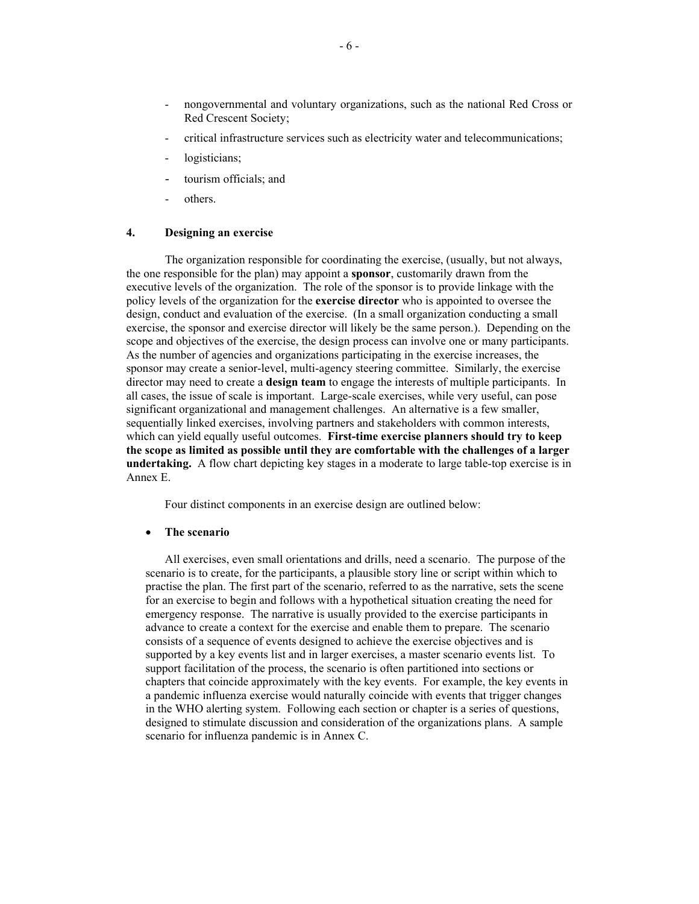- nongovernmental and voluntary organizations, such as the national Red Cross or Red Crescent Society;
- critical infrastructure services such as electricity water and telecommunications;
- logisticians;
- tourism officials; and
- others.

## 4. Designing an exercise

The organization responsible for coordinating the exercise, (usually, but not always, the one responsible for the plan) may appoint a **sponsor**, customarily drawn from the executive levels of the organization. The role of the sponsor is to provide linkage with the policy levels of the organization for the **exercise director** who is appointed to oversee the design, conduct and evaluation of the exercise. (In a small organization conducting a small exercise, the sponsor and exercise director will likely be the same person.). Depending on the scope and objectives of the exercise, the design process can involve one or many participants. As the number of agencies and organizations participating in the exercise increases, the sponsor may create a senior-level, multi-agency steering committee. Similarly, the exercise director may need to create a **design team** to engage the interests of multiple participants. In all cases, the issue of scale is important. Large-scale exercises, while very useful, can pose significant organizational and management challenges. An alternative is a few smaller, sequentially linked exercises, involving partners and stakeholders with common interests, which can yield equally useful outcomes. **First-time exercise planners should try to keep the scope as limited as possible until they are comfortable with the challenges of a larger undertaking.** A flow chart depicting key stages in a moderate to large table-top exercise is in Annex E.

Four distinct components in an exercise design are outlined below:

- **The scenario**

  All exercises, even small orientations and drills, need a scenario. The purpose of the scenario is to create, for the participants, a plausible story line or script within which to practise the plan. The first part of the scenario, referred to as the narrative, sets the scene for an exercise to begin and follows with a hypothetical situation creating the need for emergency response. The narrative is usually provided to the exercise participants in advance to create a context for the exercise and enable them to prepare. The scenario consists of a sequence of events designed to achieve the exercise objectives and is supported by a key events list and in larger exercises, a master scenario events list. To support facilitation of the process, the scenario is often partitioned into sections or chapters that coincide approximately with the key events. For example, the key events in a pandemic influenza exercise would naturally coincide with events that trigger changes in the WHO alerting system. Following each section or chapter is a series of questions, designed to stimulate discussion and consideration of the organizations plans. A sample scenario for influenza pandemic is in Annex C.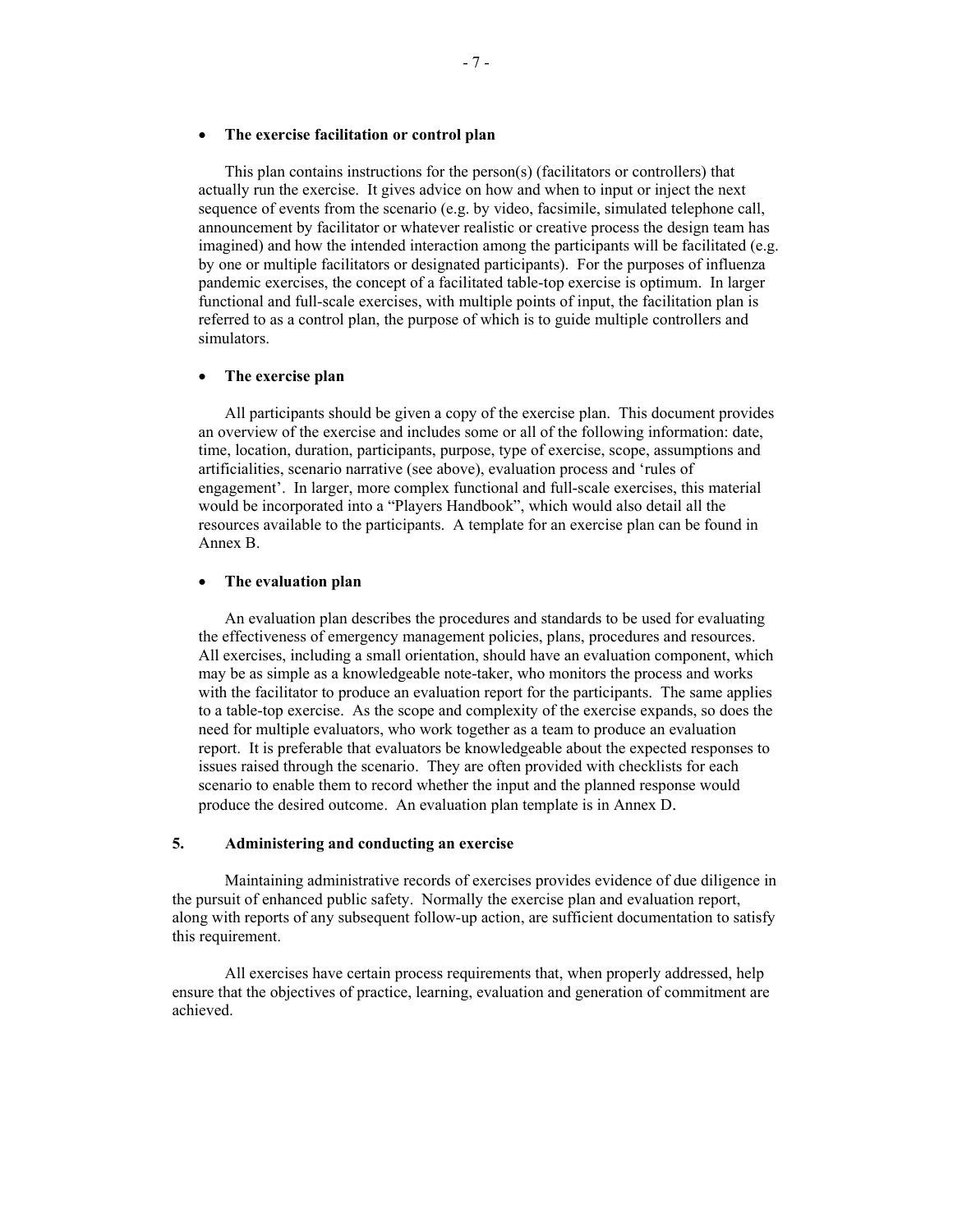- **The exercise facilitation or control plan**

  This plan contains instructions for the person(s) (facilitators or controllers) that actually run the exercise. It gives advice on how and when to input or inject the next sequence of events from the scenario (e.g. by video, facsimile, simulated telephone call, announcement by facilitator or whatever realistic or creative process the design team has imagined) and how the intended interaction among the participants will be facilitated (e.g. by one or multiple facilitators or designated participants). For the purposes of influenza pandemic exercises, the concept of a facilitated table-top exercise is optimum. In larger functional and full-scale exercises, with multiple points of input, the facilitation plan is referred to as a control plan, the purpose of which is to guide multiple controllers and simulators.

- **The exercise plan**

  All participants should be given a copy of the exercise plan. This document provides an overview of the exercise and includes some or all of the following information: date, time, location, duration, participants, purpose, type of exercise, scope, assumptions and artificialities, scenario narrative (see above), evaluation process and 'rules of engagement'. In larger, more complex functional and full-scale exercises, this material would be incorporated into a "Players Handbook", which would also detail all the resources available to the participants. A template for an exercise plan can be found in Annex B.

- **The evaluation plan**

  An evaluation plan describes the procedures and standards to be used for evaluating the effectiveness of emergency management policies, plans, procedures and resources. All exercises, including a small orientation, should have an evaluation component, which may be as simple as a knowledgeable note-taker, who monitors the process and works with the facilitator to produce an evaluation report for the participants. The same applies to a table-top exercise. As the scope and complexity of the exercise expands, so does the need for multiple evaluators, who work together as a team to produce an evaluation report. It is preferable that evaluators be knowledgeable about the expected responses to issues raised through the scenario. They are often provided with checklists for each scenario to enable them to record whether the input and the planned response would produce the desired outcome. An evaluation plan template is in Annex D.

## 5. Administering and conducting an exercise

Maintaining administrative records of exercises provides evidence of due diligence in the pursuit of enhanced public safety. Normally the exercise plan and evaluation report, along with reports of any subsequent follow-up action, are sufficient documentation to satisfy this requirement.

All exercises have certain process requirements that, when properly addressed, help ensure that the objectives of practice, learning, evaluation and generation of commitment are achieved.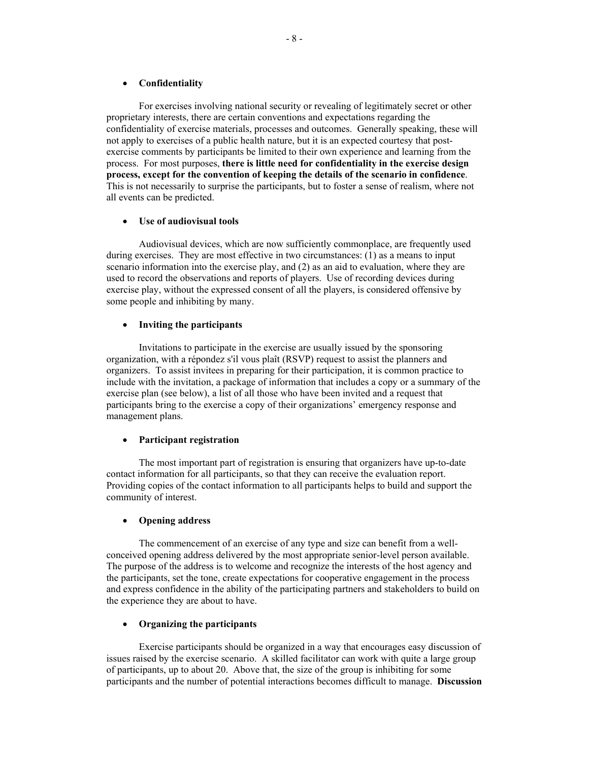- **Confidentiality**

For exercises involving national security or revealing of legitimately secret or other proprietary interests, there are certain conventions and expectations regarding the confidentiality of exercise materials, processes and outcomes. Generally speaking, these will not apply to exercises of a public health nature, but it is an expected courtesy that post-exercise comments by participants be limited to their own experience and learning from the process. For most purposes, **there is little need for confidentiality in the exercise design process, except for the convention of keeping the details of the scenario in confidence**. This is not necessarily to surprise the participants, but to foster a sense of realism, where not all events can be predicted.

- **Use of audiovisual tools**

Audiovisual devices, which are now sufficiently commonplace, are frequently used during exercises. They are most effective in two circumstances: (1) as a means to input scenario information into the exercise play, and (2) as an aid to evaluation, where they are used to record the observations and reports of players. Use of recording devices during exercise play, without the expressed consent of all the players, is considered offensive by some people and inhibiting by many.

- **Inviting the participants**

Invitations to participate in the exercise are usually issued by the sponsoring organization, with a répondez s'il vous plaît (RSVP) request to assist the planners and organizers. To assist invitees in preparing for their participation, it is common practice to include with the invitation, a package of information that includes a copy or a summary of the exercise plan (see below), a list of all those who have been invited and a request that participants bring to the exercise a copy of their organizations' emergency response and management plans.

- **Participant registration**

The most important part of registration is ensuring that organizers have up-to-date contact information for all participants, so that they can receive the evaluation report. Providing copies of the contact information to all participants helps to build and support the community of interest.

- **Opening address**

The commencement of an exercise of any type and size can benefit from a well-conceived opening address delivered by the most appropriate senior-level person available. The purpose of the address is to welcome and recognize the interests of the host agency and the participants, set the tone, create expectations for cooperative engagement in the process and express confidence in the ability of the participating partners and stakeholders to build on the experience they are about to have.

- **Organizing the participants**

Exercise participants should be organized in a way that encourages easy discussion of issues raised by the exercise scenario. A skilled facilitator can work with quite a large group of participants, up to about 20. Above that, the size of the group is inhibiting for some participants and the number of potential interactions becomes difficult to manage. **Discussion**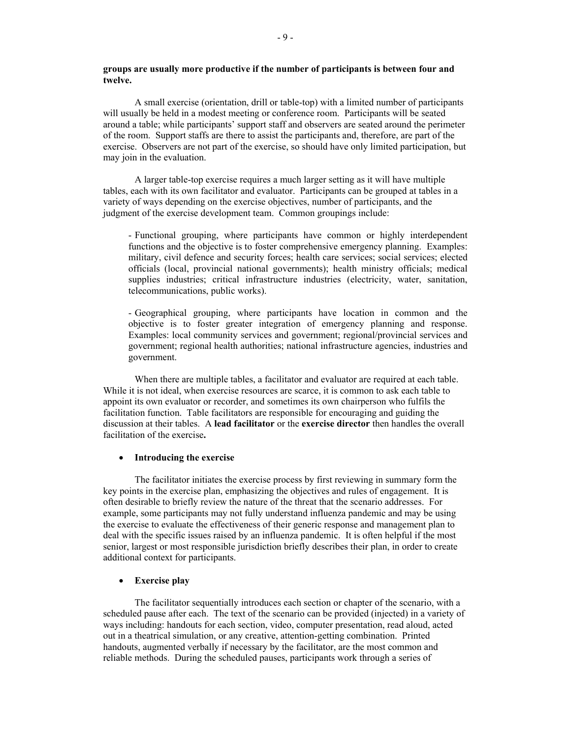**groups are usually more productive if the number of participants is between four and twelve.**

A small exercise (orientation, drill or table-top) with a limited number of participants will usually be held in a modest meeting or conference room. Participants will be seated around a table; while participants' support staff and observers are seated around the perimeter of the room. Support staffs are there to assist the participants and, therefore, are part of the exercise. Observers are not part of the exercise, so should have only limited participation, but may join in the evaluation.

A larger table-top exercise requires a much larger setting as it will have multiple tables, each with its own facilitator and evaluator. Participants can be grouped at tables in a variety of ways depending on the exercise objectives, number of participants, and the judgment of the exercise development team. Common groupings include:

- Functional grouping, where participants have common or highly interdependent functions and the objective is to foster comprehensive emergency planning. Examples: military, civil defence and security forces; health care services; social services; elected officials (local, provincial national governments); health ministry officials; medical supplies industries; critical infrastructure industries (electricity, water, sanitation, telecommunications, public works).

- Geographical grouping, where participants have location in common and the objective is to foster greater integration of emergency planning and response. Examples: local community services and government; regional/provincial services and government; regional health authorities; national infrastructure agencies, industries and government.

When there are multiple tables, a facilitator and evaluator are required at each table. While it is not ideal, when exercise resources are scarce, it is common to ask each table to appoint its own evaluator or recorder, and sometimes its own chairperson who fulfils the facilitation function. Table facilitators are responsible for encouraging and guiding the discussion at their tables. A **lead facilitator** or the **exercise director** then handles the overall facilitation of the exercise**.**

- **Introducing the exercise**

The facilitator initiates the exercise process by first reviewing in summary form the key points in the exercise plan, emphasizing the objectives and rules of engagement. It is often desirable to briefly review the nature of the threat that the scenario addresses. For example, some participants may not fully understand influenza pandemic and may be using the exercise to evaluate the effectiveness of their generic response and management plan to deal with the specific issues raised by an influenza pandemic. It is often helpful if the most senior, largest or most responsible jurisdiction briefly describes their plan, in order to create additional context for participants.

- **Exercise play**

The facilitator sequentially introduces each section or chapter of the scenario, with a scheduled pause after each. The text of the scenario can be provided (injected) in a variety of ways including: handouts for each section, video, computer presentation, read aloud, acted out in a theatrical simulation, or any creative, attention-getting combination. Printed handouts, augmented verbally if necessary by the facilitator, are the most common and reliable methods. During the scheduled pauses, participants work through a series of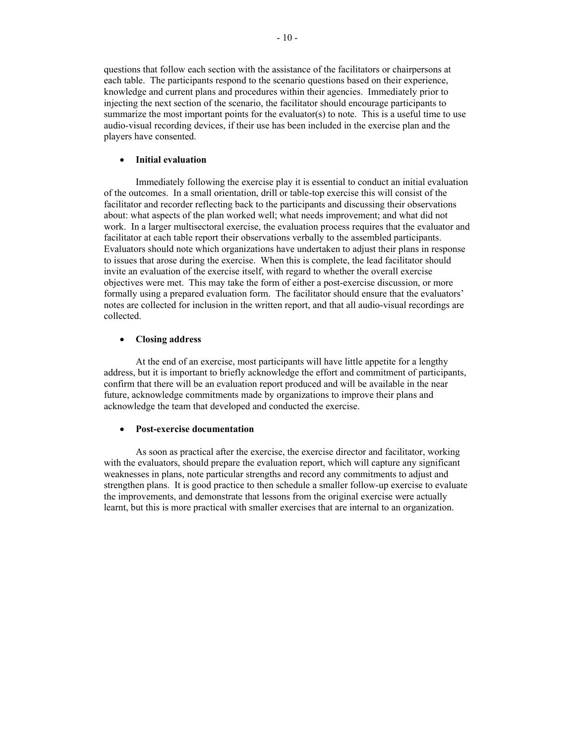questions that follow each section with the assistance of the facilitators or chairpersons at each table. The participants respond to the scenario questions based on their experience, knowledge and current plans and procedures within their agencies. Immediately prior to injecting the next section of the scenario, the facilitator should encourage participants to summarize the most important points for the evaluator(s) to note. This is a useful time to use audio-visual recording devices, if their use has been included in the exercise plan and the players have consented.

- **Initial evaluation**

Immediately following the exercise play it is essential to conduct an initial evaluation of the outcomes. In a small orientation, drill or table-top exercise this will consist of the facilitator and recorder reflecting back to the participants and discussing their observations about: what aspects of the plan worked well; what needs improvement; and what did not work. In a larger multisectoral exercise, the evaluation process requires that the evaluator and facilitator at each table report their observations verbally to the assembled participants. Evaluators should note which organizations have undertaken to adjust their plans in response to issues that arose during the exercise. When this is complete, the lead facilitator should invite an evaluation of the exercise itself, with regard to whether the overall exercise objectives were met. This may take the form of either a post-exercise discussion, or more formally using a prepared evaluation form. The facilitator should ensure that the evaluators' notes are collected for inclusion in the written report, and that all audio-visual recordings are collected.

- **Closing address**

At the end of an exercise, most participants will have little appetite for a lengthy address, but it is important to briefly acknowledge the effort and commitment of participants, confirm that there will be an evaluation report produced and will be available in the near future, acknowledge commitments made by organizations to improve their plans and acknowledge the team that developed and conducted the exercise.

- **Post-exercise documentation**

As soon as practical after the exercise, the exercise director and facilitator, working with the evaluators, should prepare the evaluation report, which will capture any significant weaknesses in plans, note particular strengths and record any commitments to adjust and strengthen plans. It is good practice to then schedule a smaller follow-up exercise to evaluate the improvements, and demonstrate that lessons from the original exercise were actually learnt, but this is more practical with smaller exercises that are internal to an organization.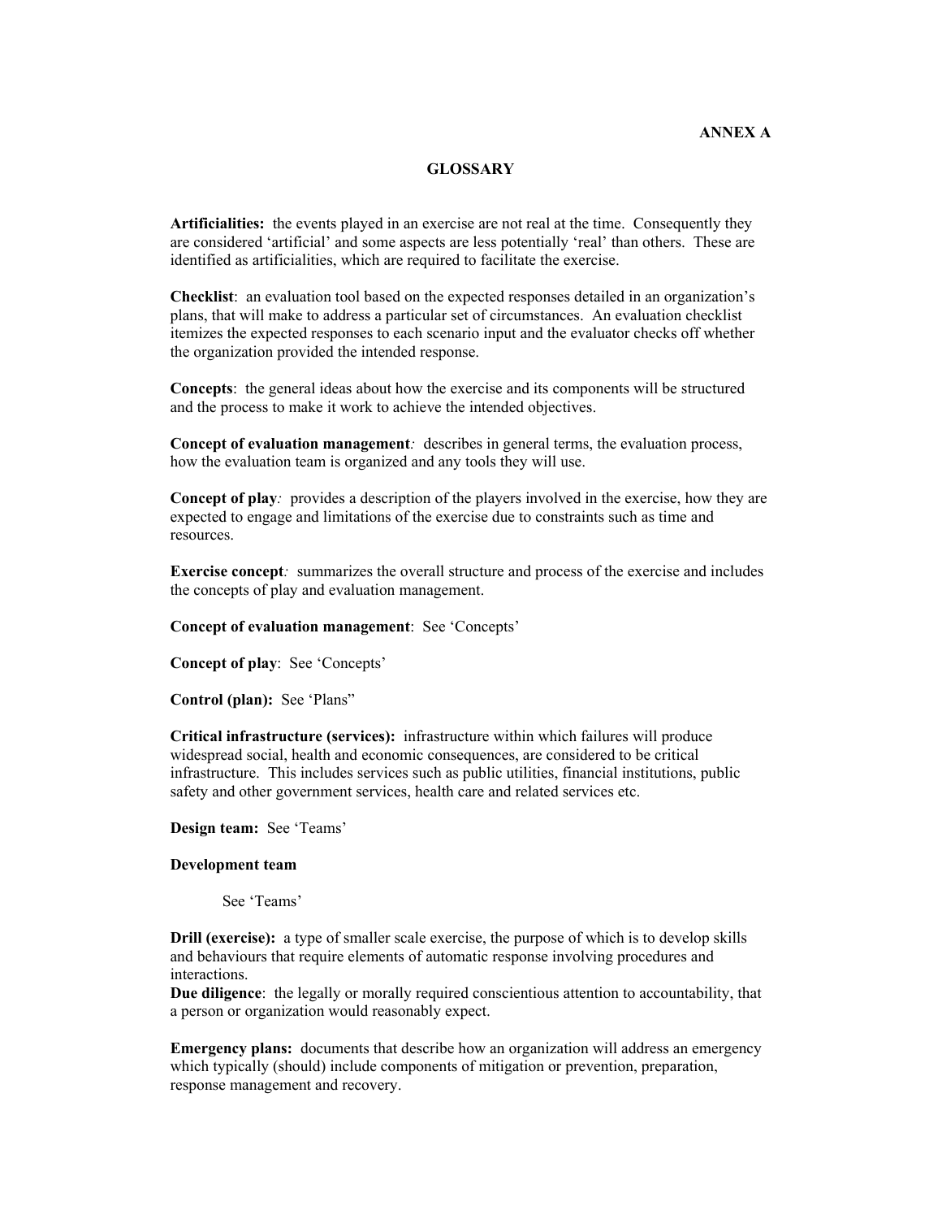**ANNEX A**

# GLOSSARY

**Artificialities:** the events played in an exercise are not real at the time. Consequently they are considered 'artificial' and some aspects are less potentially 'real' than others. These are identified as artificialities, which are required to facilitate the exercise.

**Checklist**: an evaluation tool based on the expected responses detailed in an organization's plans, that will make to address a particular set of circumstances. An evaluation checklist itemizes the expected responses to each scenario input and the evaluator checks off whether the organization provided the intended response.

**Concepts**: the general ideas about how the exercise and its components will be structured and the process to make it work to achieve the intended objectives.

**Concept of evaluation management***:* describes in general terms, the evaluation process, how the evaluation team is organized and any tools they will use.

**Concept of play***:* provides a description of the players involved in the exercise, how they are expected to engage and limitations of the exercise due to constraints such as time and resources.

**Exercise concept***:* summarizes the overall structure and process of the exercise and includes the concepts of play and evaluation management.

**Concept of evaluation management**: See 'Concepts'

**Concept of play**: See 'Concepts'

**Control (plan):** See 'Plans"

**Critical infrastructure (services):** infrastructure within which failures will produce widespread social, health and economic consequences, are considered to be critical infrastructure. This includes services such as public utilities, financial institutions, public safety and other government services, health care and related services etc.

**Design team:** See 'Teams'

**Development team**

See 'Teams'

**Drill (exercise):** a type of smaller scale exercise, the purpose of which is to develop skills and behaviours that require elements of automatic response involving procedures and interactions.

**Due diligence**: the legally or morally required conscientious attention to accountability, that a person or organization would reasonably expect.

**Emergency plans:** documents that describe how an organization will address an emergency which typically (should) include components of mitigation or prevention, preparation, response management and recovery.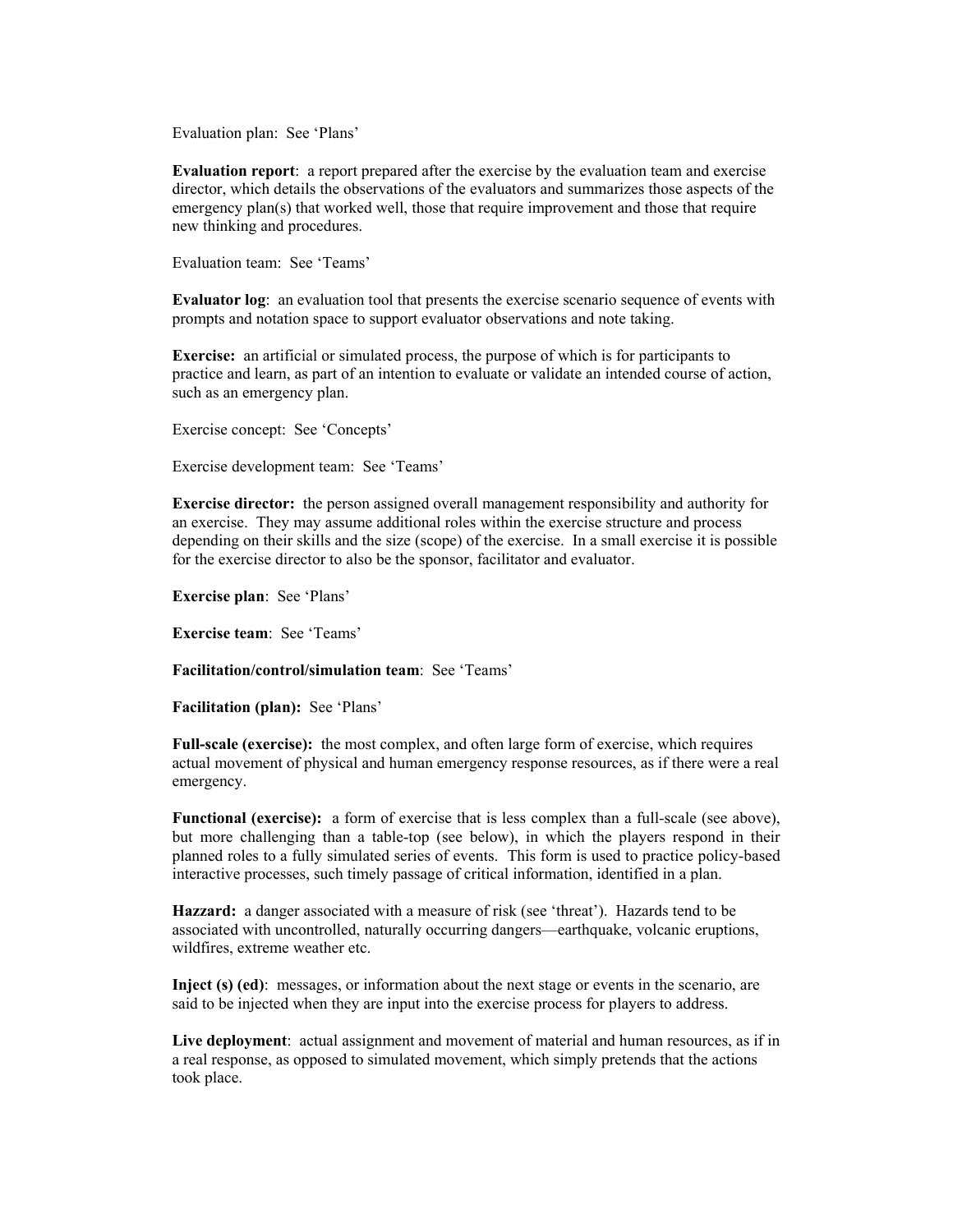Evaluation plan: See 'Plans'

**Evaluation report**: a report prepared after the exercise by the evaluation team and exercise director, which details the observations of the evaluators and summarizes those aspects of the emergency plan(s) that worked well, those that require improvement and those that require new thinking and procedures.

Evaluation team: See 'Teams'

**Evaluator log**: an evaluation tool that presents the exercise scenario sequence of events with prompts and notation space to support evaluator observations and note taking.

**Exercise:** an artificial or simulated process, the purpose of which is for participants to practice and learn, as part of an intention to evaluate or validate an intended course of action, such as an emergency plan.

Exercise concept: See 'Concepts'

Exercise development team: See 'Teams'

**Exercise director:** the person assigned overall management responsibility and authority for an exercise. They may assume additional roles within the exercise structure and process depending on their skills and the size (scope) of the exercise. In a small exercise it is possible for the exercise director to also be the sponsor, facilitator and evaluator.

**Exercise plan**: See 'Plans'

**Exercise team**: See 'Teams'

**Facilitation/control/simulation team**: See 'Teams'

**Facilitation (plan):** See 'Plans'

**Full-scale (exercise):** the most complex, and often large form of exercise, which requires actual movement of physical and human emergency response resources, as if there were a real emergency.

**Functional (exercise):** a form of exercise that is less complex than a full-scale (see above), but more challenging than a table-top (see below), in which the players respond in their planned roles to a fully simulated series of events. This form is used to practice policy-based interactive processes, such timely passage of critical information, identified in a plan.

**Hazzard:** a danger associated with a measure of risk (see 'threat'). Hazards tend to be associated with uncontrolled, naturally occurring dangers—earthquake, volcanic eruptions, wildfires, extreme weather etc.

**Inject (s) (ed)**: messages, or information about the next stage or events in the scenario, are said to be injected when they are input into the exercise process for players to address.

**Live deployment**: actual assignment and movement of material and human resources, as if in a real response, as opposed to simulated movement, which simply pretends that the actions took place.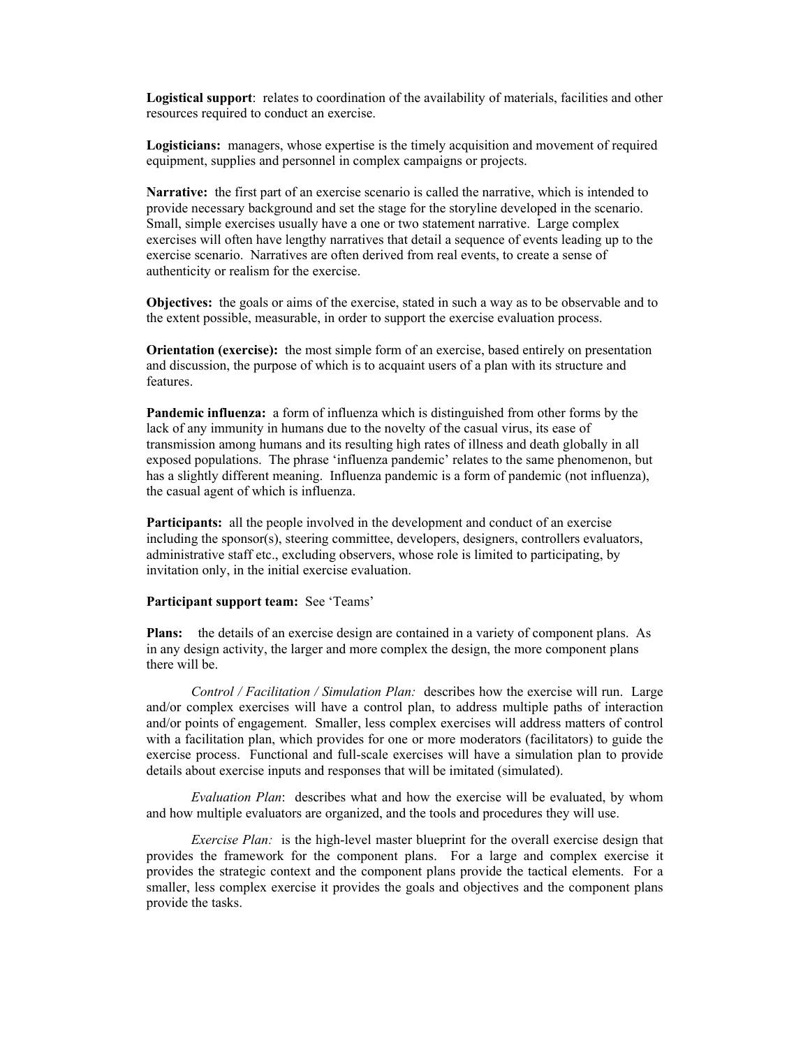**Logistical support**: relates to coordination of the availability of materials, facilities and other resources required to conduct an exercise.

**Logisticians:** managers, whose expertise is the timely acquisition and movement of required equipment, supplies and personnel in complex campaigns or projects.

**Narrative:** the first part of an exercise scenario is called the narrative, which is intended to provide necessary background and set the stage for the storyline developed in the scenario. Small, simple exercises usually have a one or two statement narrative. Large complex exercises will often have lengthy narratives that detail a sequence of events leading up to the exercise scenario. Narratives are often derived from real events, to create a sense of authenticity or realism for the exercise.

**Objectives:** the goals or aims of the exercise, stated in such a way as to be observable and to the extent possible, measurable, in order to support the exercise evaluation process.

**Orientation (exercise):** the most simple form of an exercise, based entirely on presentation and discussion, the purpose of which is to acquaint users of a plan with its structure and features.

**Pandemic influenza:** a form of influenza which is distinguished from other forms by the lack of any immunity in humans due to the novelty of the casual virus, its ease of transmission among humans and its resulting high rates of illness and death globally in all exposed populations. The phrase 'influenza pandemic' relates to the same phenomenon, but has a slightly different meaning. Influenza pandemic is a form of pandemic (not influenza), the casual agent of which is influenza.

**Participants:** all the people involved in the development and conduct of an exercise including the sponsor(s), steering committee, developers, designers, controllers evaluators, administrative staff etc., excluding observers, whose role is limited to participating, by invitation only, in the initial exercise evaluation.

**Participant support team:** See 'Teams'

**Plans:** the details of an exercise design are contained in a variety of component plans. As in any design activity, the larger and more complex the design, the more component plans there will be.

*Control / Facilitation / Simulation Plan:* describes how the exercise will run. Large and/or complex exercises will have a control plan, to address multiple paths of interaction and/or points of engagement. Smaller, less complex exercises will address matters of control with a facilitation plan, which provides for one or more moderators (facilitators) to guide the exercise process. Functional and full-scale exercises will have a simulation plan to provide details about exercise inputs and responses that will be imitated (simulated).

*Evaluation Plan*: describes what and how the exercise will be evaluated, by whom and how multiple evaluators are organized, and the tools and procedures they will use.

*Exercise Plan:* is the high-level master blueprint for the overall exercise design that provides the framework for the component plans. For a large and complex exercise it provides the strategic context and the component plans provide the tactical elements. For a smaller, less complex exercise it provides the goals and objectives and the component plans provide the tasks.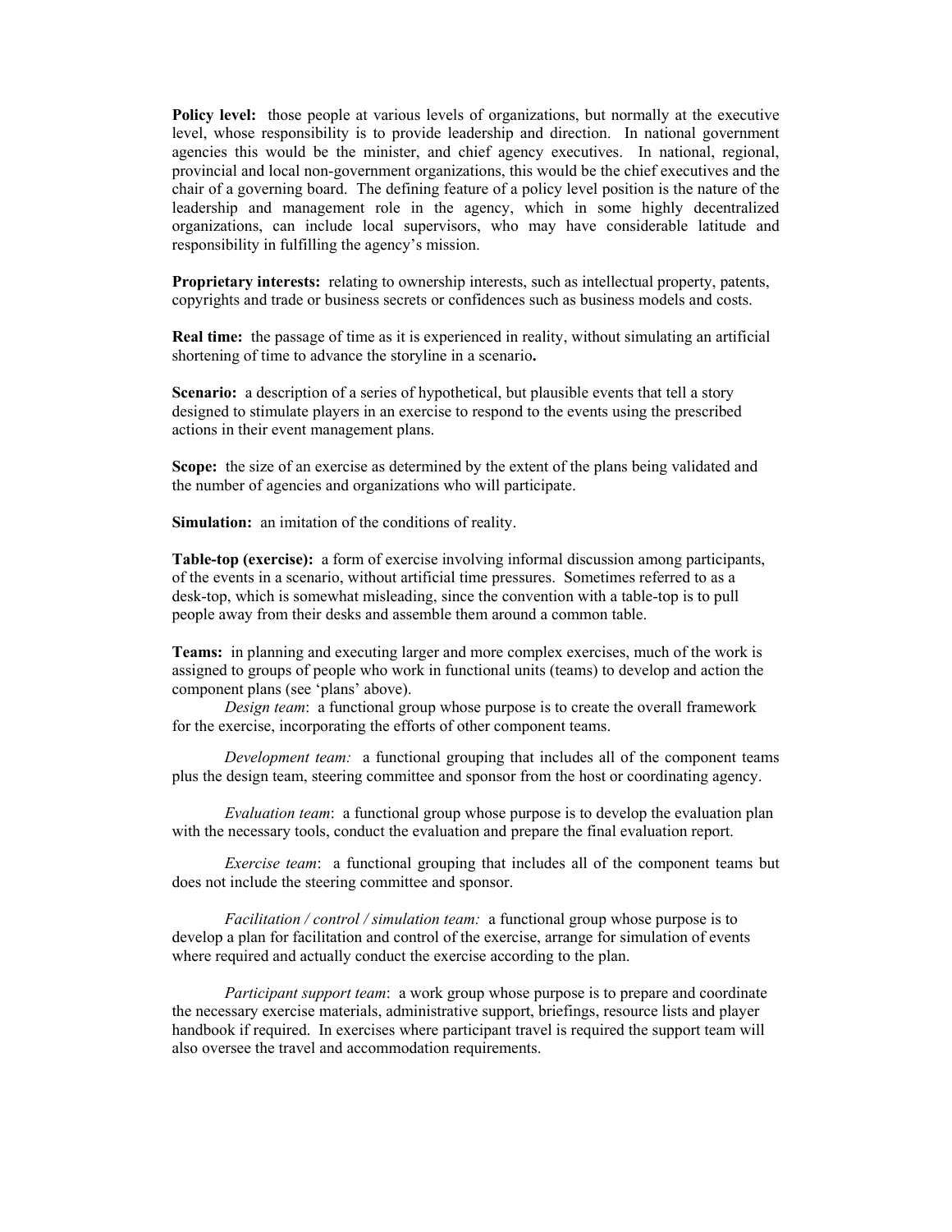**Policy level:** those people at various levels of organizations, but normally at the executive level, whose responsibility is to provide leadership and direction. In national government agencies this would be the minister, and chief agency executives. In national, regional, provincial and local non-government organizations, this would be the chief executives and the chair of a governing board. The defining feature of a policy level position is the nature of the leadership and management role in the agency, which in some highly decentralized organizations, can include local supervisors, who may have considerable latitude and responsibility in fulfilling the agency's mission.

**Proprietary interests:** relating to ownership interests, such as intellectual property, patents, copyrights and trade or business secrets or confidences such as business models and costs.

**Real time:** the passage of time as it is experienced in reality, without simulating an artificial shortening of time to advance the storyline in a scenario**.**

**Scenario:** a description of a series of hypothetical, but plausible events that tell a story designed to stimulate players in an exercise to respond to the events using the prescribed actions in their event management plans.

**Scope:** the size of an exercise as determined by the extent of the plans being validated and the number of agencies and organizations who will participate.

**Simulation:** an imitation of the conditions of reality.

**Table-top (exercise):** a form of exercise involving informal discussion among participants, of the events in a scenario, without artificial time pressures. Sometimes referred to as a desk-top, which is somewhat misleading, since the convention with a table-top is to pull people away from their desks and assemble them around a common table.

**Teams:** in planning and executing larger and more complex exercises, much of the work is assigned to groups of people who work in functional units (teams) to develop and action the component plans (see 'plans' above).

*Design team*: a functional group whose purpose is to create the overall framework for the exercise, incorporating the efforts of other component teams.

*Development team:* a functional grouping that includes all of the component teams plus the design team, steering committee and sponsor from the host or coordinating agency.

*Evaluation team*: a functional group whose purpose is to develop the evaluation plan with the necessary tools, conduct the evaluation and prepare the final evaluation report.

*Exercise team*: a functional grouping that includes all of the component teams but does not include the steering committee and sponsor.

*Facilitation / control / simulation team:* a functional group whose purpose is to develop a plan for facilitation and control of the exercise, arrange for simulation of events where required and actually conduct the exercise according to the plan.

*Participant support team*: a work group whose purpose is to prepare and coordinate the necessary exercise materials, administrative support, briefings, resource lists and player handbook if required. In exercises where participant travel is required the support team will also oversee the travel and accommodation requirements.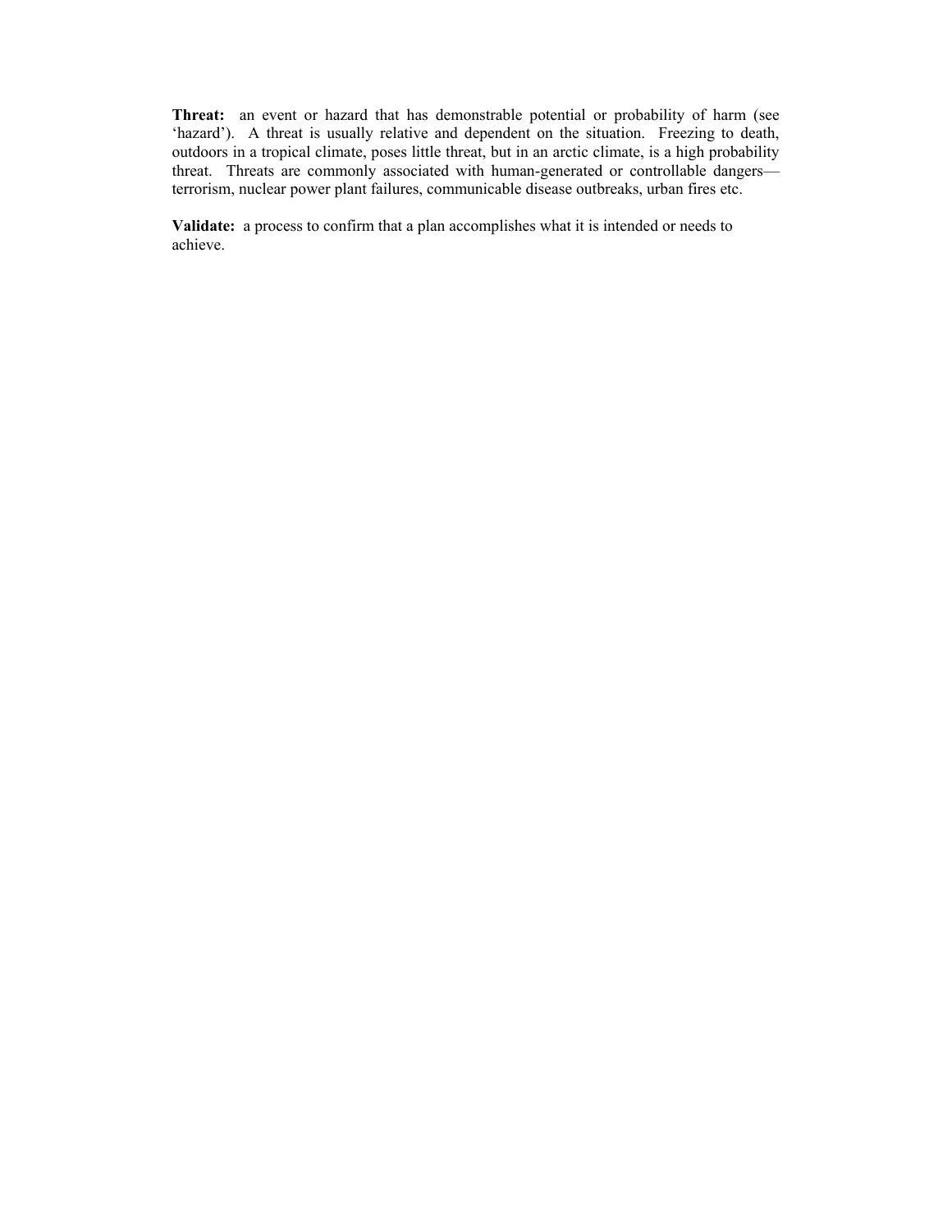**Threat:** an event or hazard that has demonstrable potential or probability of harm (see 'hazard'). A threat is usually relative and dependent on the situation. Freezing to death, outdoors in a tropical climate, poses little threat, but in an arctic climate, is a high probability threat. Threats are commonly associated with human-generated or controllable dangers—terrorism, nuclear power plant failures, communicable disease outbreaks, urban fires etc.

**Validate:** a process to confirm that a plan accomplishes what it is intended or needs to achieve.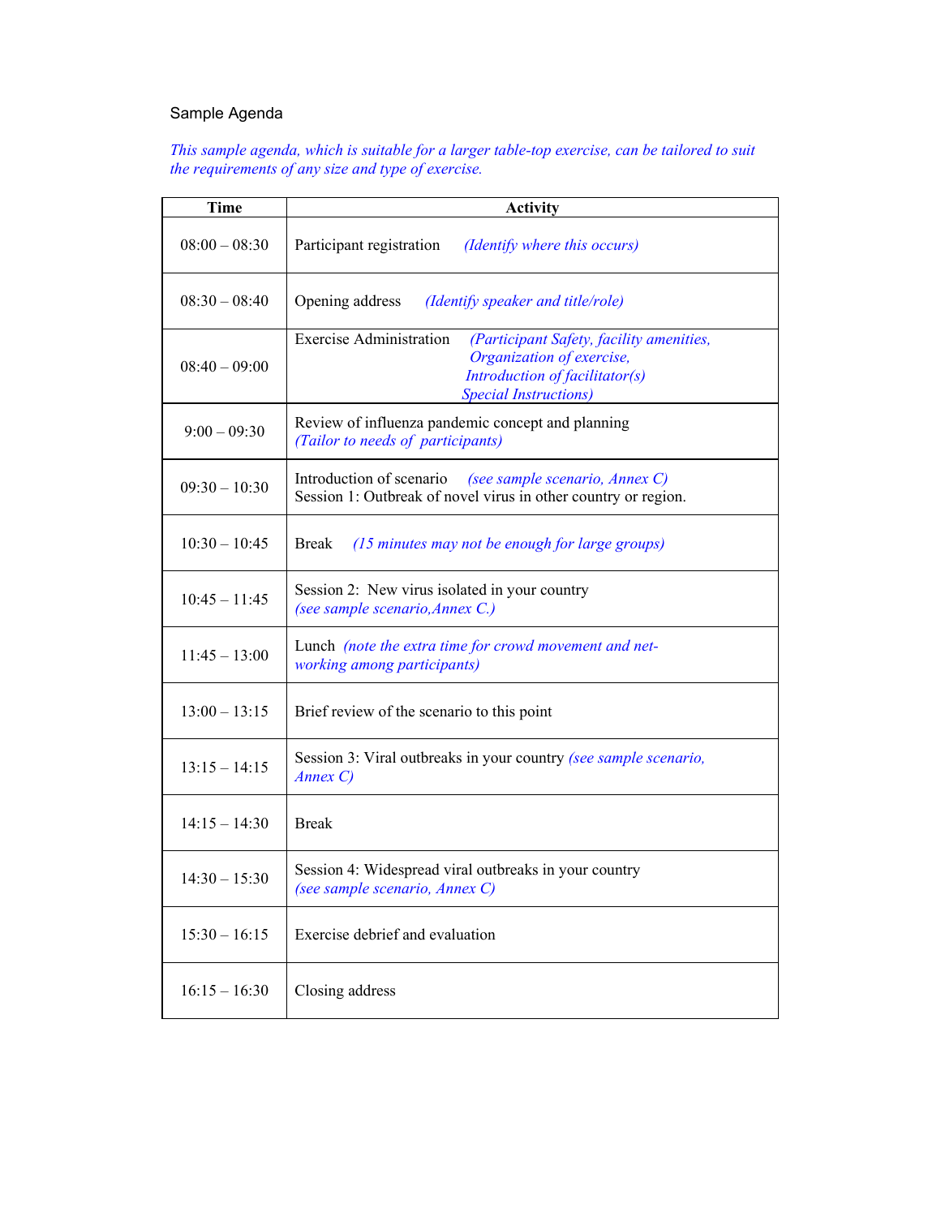Sample Agenda

*This sample agenda, which is suitable for a larger table-top exercise, can be tailored to suit the requirements of any size and type of exercise.*

| Time | Activity |
|---|---|
| 08:00 – 08:30 | Participant registration *(Identify where this occurs)* |
| 08:30 – 08:40 | Opening address *(Identify speaker and title/role)* |
| 08:40 – 09:00 | Exercise Administration *(Participant Safety, facility amenities, Organization of exercise, Introduction of facilitator(s) Special Instructions)* |
| 9:00 – 09:30 | Review of influenza pandemic concept and planning *(Tailor to needs of participants)* |
| 09:30 – 10:30 | Introduction of scenario *(see sample scenario, Annex C)* Session 1: Outbreak of novel virus in other country or region. |
| 10:30 – 10:45 | Break *(15 minutes may not be enough for large groups)* |
| 10:45 – 11:45 | Session 2: New virus isolated in your country *(see sample scenario,Annex C.)* |
| 11:45 – 13:00 | Lunch *(note the extra time for crowd movement and net-working among participants)* |
| 13:00 – 13:15 | Brief review of the scenario to this point |
| 13:15 – 14:15 | Session 3: Viral outbreaks in your country *(see sample scenario, Annex C)* |
| 14:15 – 14:30 | Break |
| 14:30 – 15:30 | Session 4: Widespread viral outbreaks in your country *(see sample scenario, Annex C)* |
| 15:30 – 16:15 | Exercise debrief and evaluation |
| 16:15 – 16:30 | Closing address |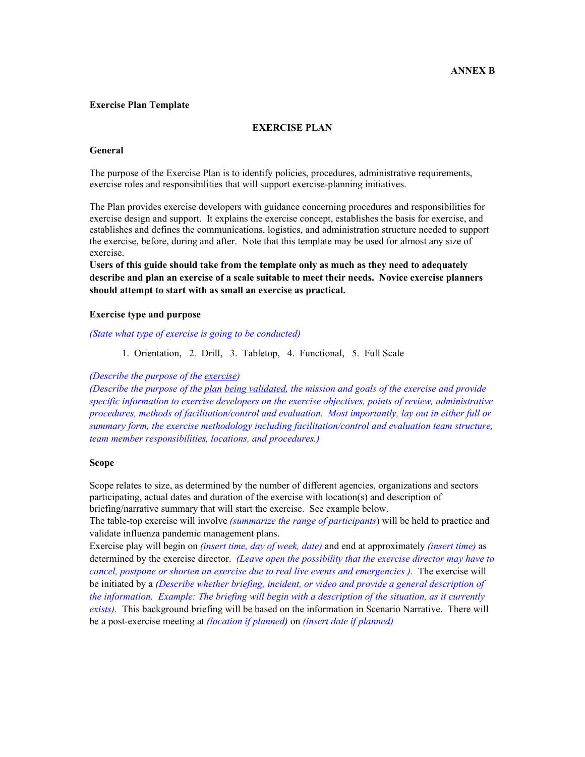**ANNEX B**

**Exercise Plan Template**

**EXERCISE PLAN**

**General**

The purpose of the Exercise Plan is to identify policies, procedures, administrative requirements, exercise roles and responsibilities that will support exercise-planning initiatives.

The Plan provides exercise developers with guidance concerning procedures and responsibilities for exercise design and support. It explains the exercise concept, establishes the basis for exercise, and establishes and defines the communications, logistics, and administration structure needed to support the exercise, before, during and after. Note that this template may be used for almost any size of exercise.

**Users of this guide should take from the template only as much as they need to adequately describe and plan an exercise of a scale suitable to meet their needs. Novice exercise planners should attempt to start with as small an exercise as practical.**

**Exercise type and purpose**

*(State what type of exercise is going to be conducted)*

1. Orientation, 2. Drill, 3. Tabletop, 4. Functional, 5. Full Scale

*(Describe the purpose of the exercise)*

*(Describe the purpose of the plan being validated, the mission and goals of the exercise and provide specific information to exercise developers on the exercise objectives, points of review, administrative procedures, methods of facilitation/control and evaluation. Most importantly, lay out in either full or summary form, the exercise methodology including facilitation/control and evaluation team structure, team member responsibilities, locations, and procedures.)*

**Scope**

Scope relates to size, as determined by the number of different agencies, organizations and sectors participating, actual dates and duration of the exercise with location(s) and description of briefing/narrative summary that will start the exercise. See example below.

The table-top exercise will involve *(summarize the range of participants*) will be held to practice and validate influenza pandemic management plans.

Exercise play will begin on *(insert time, day of week, date)* and end at approximately *(insert time)* as determined by the exercise director. *(Leave open the possibility that the exercise director may have to cancel, postpone or shorten an exercise due to real live events and emergencies ).* The exercise will be initiated by a *(Describe whether briefing, incident, or video and provide a general description of the information. Example: The briefing will begin with a description of the situation, as it currently exists).* This background briefing will be based on the information in Scenario Narrative. There will be a post-exercise meeting at *(location if planned)* on *(insert date if planned)*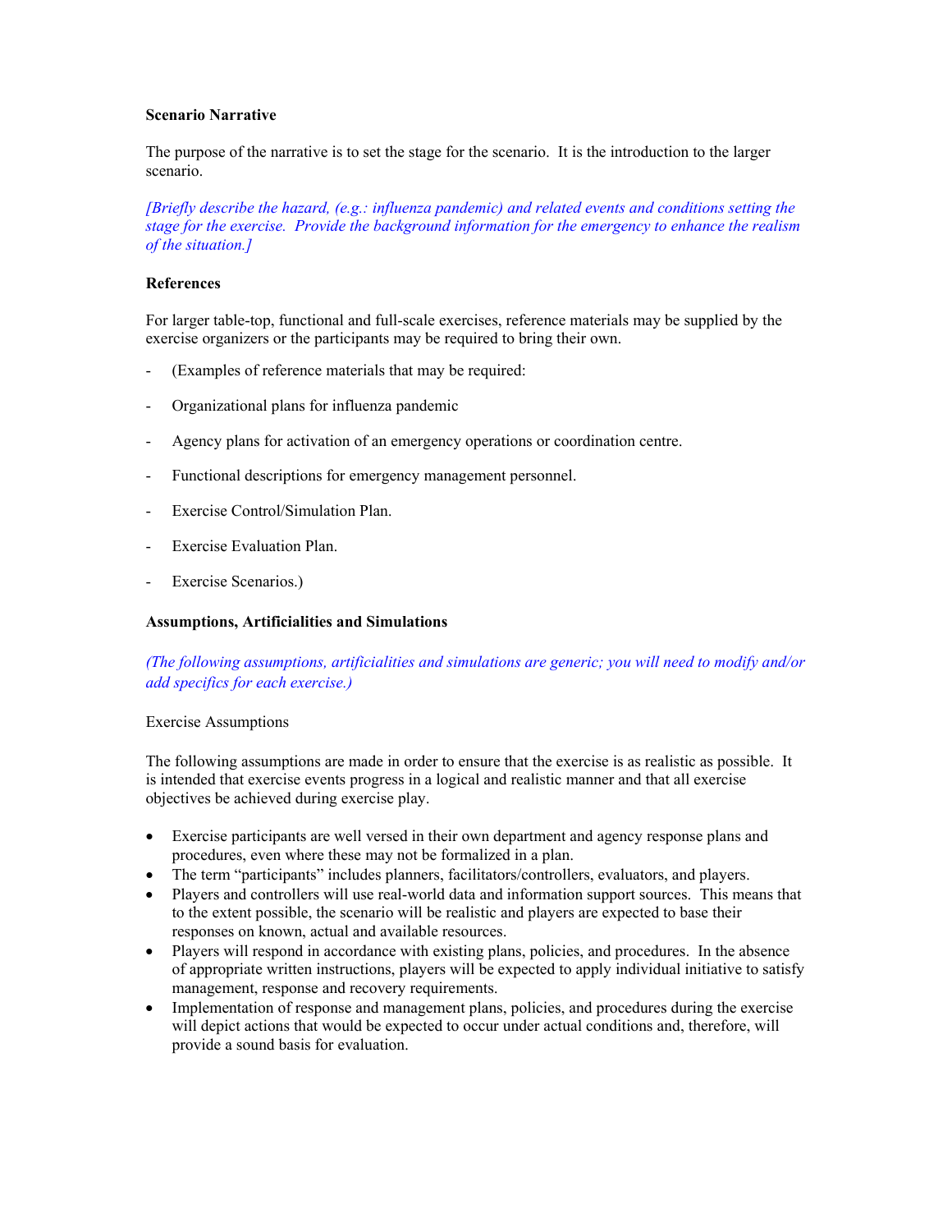**Scenario Narrative**

The purpose of the narrative is to set the stage for the scenario. It is the introduction to the larger scenario.

*[Briefly describe the hazard, (e.g.: influenza pandemic) and related events and conditions setting the stage for the exercise. Provide the background information for the emergency to enhance the realism of the situation.]*

**References**

For larger table-top, functional and full-scale exercises, reference materials may be supplied by the exercise organizers or the participants may be required to bring their own.

- (Examples of reference materials that may be required:
- Organizational plans for influenza pandemic
- Agency plans for activation of an emergency operations or coordination centre.
- Functional descriptions for emergency management personnel.
- Exercise Control/Simulation Plan.
- Exercise Evaluation Plan.
- Exercise Scenarios.)

**Assumptions, Artificialities and Simulations**

*(The following assumptions, artificialities and simulations are generic; you will need to modify and/or add specifics for each exercise.)*

Exercise Assumptions

The following assumptions are made in order to ensure that the exercise is as realistic as possible. It is intended that exercise events progress in a logical and realistic manner and that all exercise objectives be achieved during exercise play.

- Exercise participants are well versed in their own department and agency response plans and procedures, even where these may not be formalized in a plan.
- The term "participants" includes planners, facilitators/controllers, evaluators, and players.
- Players and controllers will use real-world data and information support sources. This means that to the extent possible, the scenario will be realistic and players are expected to base their responses on known, actual and available resources.
- Players will respond in accordance with existing plans, policies, and procedures. In the absence of appropriate written instructions, players will be expected to apply individual initiative to satisfy management, response and recovery requirements.
- Implementation of response and management plans, policies, and procedures during the exercise will depict actions that would be expected to occur under actual conditions and, therefore, will provide a sound basis for evaluation.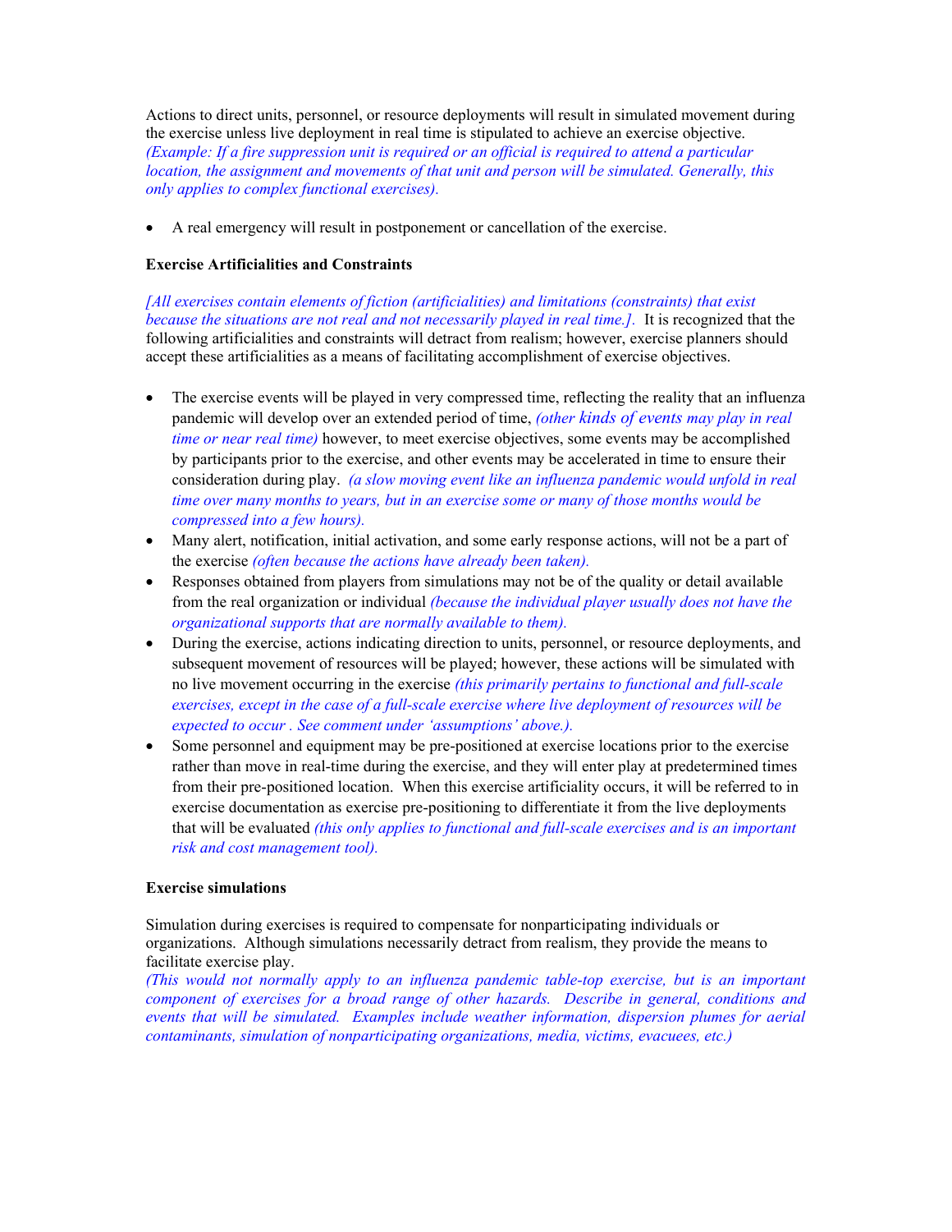Actions to direct units, personnel, or resource deployments will result in simulated movement during the exercise unless live deployment in real time is stipulated to achieve an exercise objective. *(Example: If a fire suppression unit is required or an official is required to attend a particular location, the assignment and movements of that unit and person will be simulated. Generally, this only applies to complex functional exercises).*

- A real emergency will result in postponement or cancellation of the exercise.

**Exercise Artificialities and Constraints**

*[All exercises contain elements of fiction (artificialities) and limitations (constraints) that exist because the situations are not real and not necessarily played in real time.].* It is recognized that the following artificialities and constraints will detract from realism; however, exercise planners should accept these artificialities as a means of facilitating accomplishment of exercise objectives.

- The exercise events will be played in very compressed time, reflecting the reality that an influenza pandemic will develop over an extended period of time, *(other kinds of events may play in real time or near real time)* however, to meet exercise objectives, some events may be accomplished by participants prior to the exercise, and other events may be accelerated in time to ensure their consideration during play. *(a slow moving event like an influenza pandemic would unfold in real time over many months to years, but in an exercise some or many of those months would be compressed into a few hours).*
- Many alert, notification, initial activation, and some early response actions, will not be a part of the exercise *(often because the actions have already been taken).*
- Responses obtained from players from simulations may not be of the quality or detail available from the real organization or individual *(because the individual player usually does not have the organizational supports that are normally available to them).*
- During the exercise, actions indicating direction to units, personnel, or resource deployments, and subsequent movement of resources will be played; however, these actions will be simulated with no live movement occurring in the exercise *(this primarily pertains to functional and full-scale exercises, except in the case of a full-scale exercise where live deployment of resources will be expected to occur . See comment under 'assumptions' above.).*
- Some personnel and equipment may be pre-positioned at exercise locations prior to the exercise rather than move in real-time during the exercise, and they will enter play at predetermined times from their pre-positioned location. When this exercise artificiality occurs, it will be referred to in exercise documentation as exercise pre-positioning to differentiate it from the live deployments that will be evaluated *(this only applies to functional and full-scale exercises and is an important risk and cost management tool).*

**Exercise simulations**

Simulation during exercises is required to compensate for nonparticipating individuals or organizations. Although simulations necessarily detract from realism, they provide the means to facilitate exercise play.

*(This would not normally apply to an influenza pandemic table-top exercise, but is an important component of exercises for a broad range of other hazards. Describe in general, conditions and events that will be simulated. Examples include weather information, dispersion plumes for aerial contaminants, simulation of nonparticipating organizations, media, victims, evacuees, etc.)*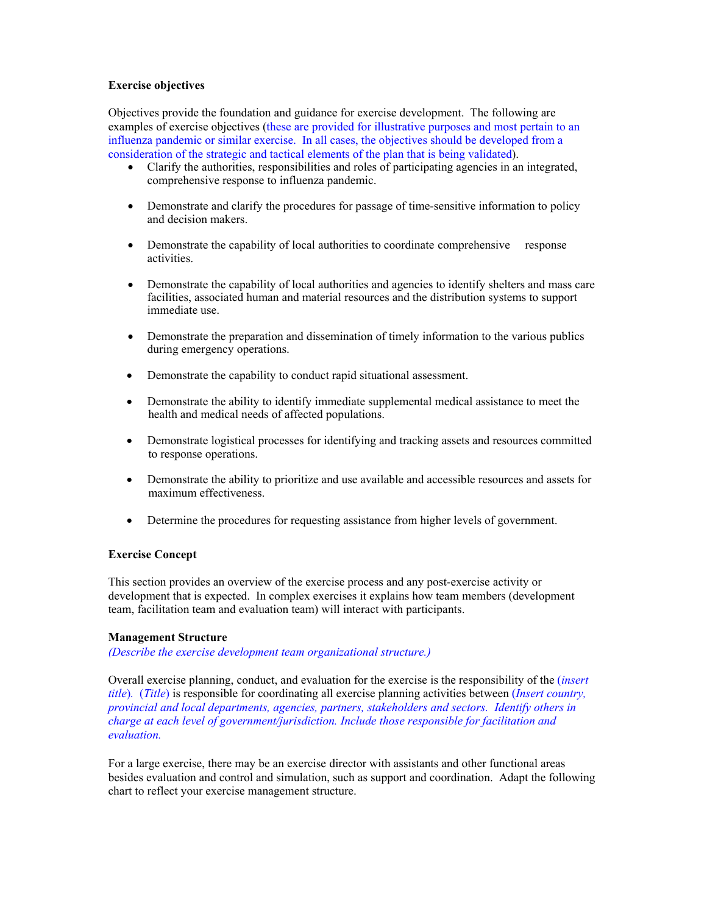**Exercise objectives**

Objectives provide the foundation and guidance for exercise development. The following are examples of exercise objectives (these are provided for illustrative purposes and most pertain to an influenza pandemic or similar exercise. In all cases, the objectives should be developed from a consideration of the strategic and tactical elements of the plan that is being validated).

- Clarify the authorities, responsibilities and roles of participating agencies in an integrated, comprehensive response to influenza pandemic.
- Demonstrate and clarify the procedures for passage of time-sensitive information to policy and decision makers.
- Demonstrate the capability of local authorities to coordinate comprehensive response activities.
- Demonstrate the capability of local authorities and agencies to identify shelters and mass care facilities, associated human and material resources and the distribution systems to support immediate use.
- Demonstrate the preparation and dissemination of timely information to the various publics during emergency operations.
- Demonstrate the capability to conduct rapid situational assessment.
- Demonstrate the ability to identify immediate supplemental medical assistance to meet the health and medical needs of affected populations.
- Demonstrate logistical processes for identifying and tracking assets and resources committed to response operations.
- Demonstrate the ability to prioritize and use available and accessible resources and assets for maximum effectiveness.
- Determine the procedures for requesting assistance from higher levels of government.

**Exercise Concept**

This section provides an overview of the exercise process and any post-exercise activity or development that is expected. In complex exercises it explains how team members (development team, facilitation team and evaluation team) will interact with participants.

**Management Structure**
*(Describe the exercise development team organizational structure.)*

Overall exercise planning, conduct, and evaluation for the exercise is the responsibility of the (*insert title*). (*Title*) is responsible for coordinating all exercise planning activities between (*Insert country, provincial and local departments, agencies, partners, stakeholders and sectors. Identify others in charge at each level of government/jurisdiction. Include those responsible for facilitation and evaluation.*

For a large exercise, there may be an exercise director with assistants and other functional areas besides evaluation and control and simulation, such as support and coordination. Adapt the following chart to reflect your exercise management structure.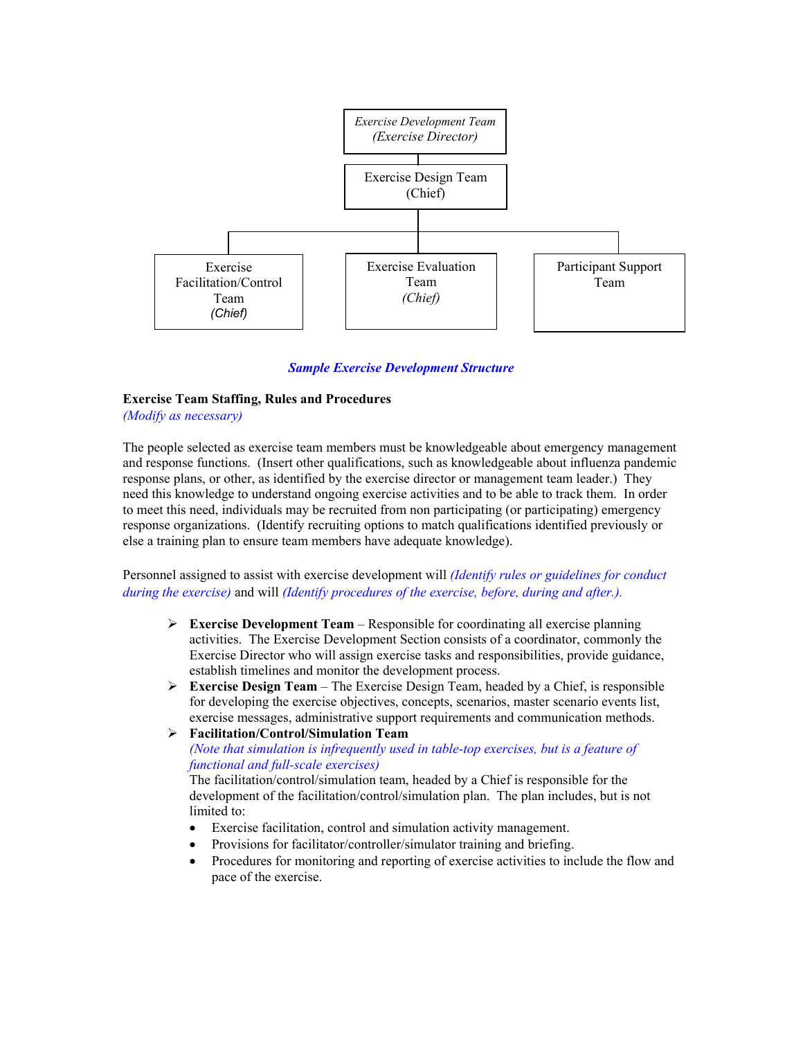*Exercise Development Team*
*(Exercise Director)*

Exercise Design Team
(Chief)

Exercise Facilitation/Control Team
*(Chief)*

Exercise Evaluation Team
*(Chief)*

Participant Support Team

***Sample Exercise Development Structure***

**Exercise Team Staffing, Rules and Procedures**
*(Modify as necessary)*

The people selected as exercise team members must be knowledgeable about emergency management and response functions. (Insert other qualifications, such as knowledgeable about influenza pandemic response plans, or other, as identified by the exercise director or management team leader.) They need this knowledge to understand ongoing exercise activities and to be able to track them. In order to meet this need, individuals may be recruited from non participating (or participating) emergency response organizations. (Identify recruiting options to match qualifications identified previously or else a training plan to ensure team members have adequate knowledge).

Personnel assigned to assist with exercise development will *(Identify rules or guidelines for conduct during the exercise)* and will *(Identify procedures of the exercise, before, during and after.).*

- **Exercise Development Team** – Responsible for coordinating all exercise planning activities. The Exercise Development Section consists of a coordinator, commonly the Exercise Director who will assign exercise tasks and responsibilities, provide guidance, establish timelines and monitor the development process.
- **Exercise Design Team** – The Exercise Design Team, headed by a Chief, is responsible for developing the exercise objectives, concepts, scenarios, master scenario events list, exercise messages, administrative support requirements and communication methods.
- **Facilitation/Control/Simulation Team**
  *(Note that simulation is infrequently used in table-top exercises, but is a feature of functional and full-scale exercises)*
  The facilitation/control/simulation team, headed by a Chief is responsible for the development of the facilitation/control/simulation plan. The plan includes, but is not limited to:
  - Exercise facilitation, control and simulation activity management.
  - Provisions for facilitator/controller/simulator training and briefing.
  - Procedures for monitoring and reporting of exercise activities to include the flow and pace of the exercise.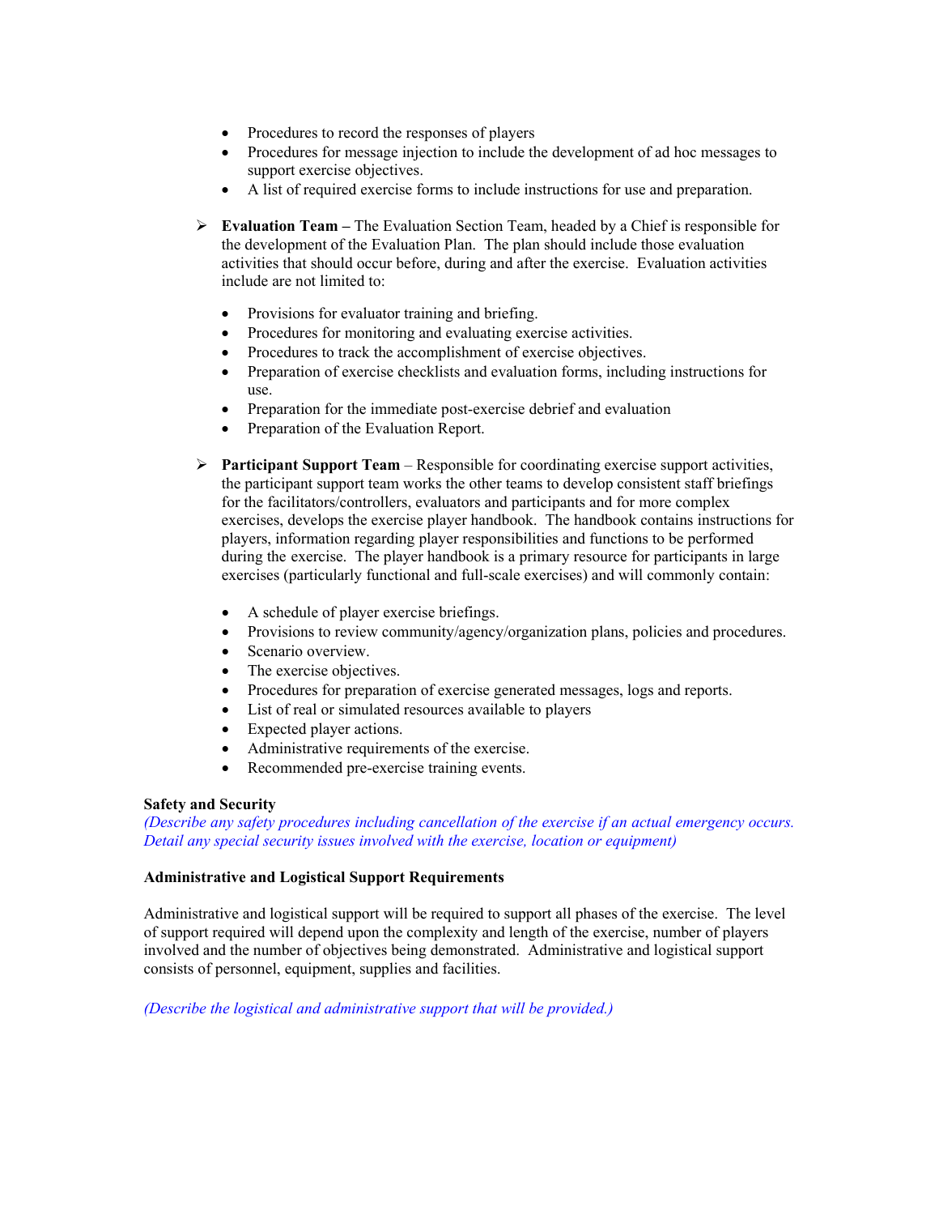- Procedures to record the responses of players
- Procedures for message injection to include the development of ad hoc messages to support exercise objectives.
- A list of required exercise forms to include instructions for use and preparation.

➢ **Evaluation Team –** The Evaluation Section Team, headed by a Chief is responsible for the development of the Evaluation Plan. The plan should include those evaluation activities that should occur before, during and after the exercise. Evaluation activities include are not limited to:

- Provisions for evaluator training and briefing.
- Procedures for monitoring and evaluating exercise activities.
- Procedures to track the accomplishment of exercise objectives.
- Preparation of exercise checklists and evaluation forms, including instructions for use.
- Preparation for the immediate post-exercise debrief and evaluation
- Preparation of the Evaluation Report.

➢ **Participant Support Team** – Responsible for coordinating exercise support activities, the participant support team works the other teams to develop consistent staff briefings for the facilitators/controllers, evaluators and participants and for more complex exercises, develops the exercise player handbook. The handbook contains instructions for players, information regarding player responsibilities and functions to be performed during the exercise. The player handbook is a primary resource for participants in large exercises (particularly functional and full-scale exercises) and will commonly contain:

- A schedule of player exercise briefings.
- Provisions to review community/agency/organization plans, policies and procedures.
- Scenario overview.
- The exercise objectives.
- Procedures for preparation of exercise generated messages, logs and reports.
- List of real or simulated resources available to players
- Expected player actions.
- Administrative requirements of the exercise.
- Recommended pre-exercise training events.

**Safety and Security**

*(Describe any safety procedures including cancellation of the exercise if an actual emergency occurs. Detail any special security issues involved with the exercise, location or equipment)*

**Administrative and Logistical Support Requirements**

Administrative and logistical support will be required to support all phases of the exercise. The level of support required will depend upon the complexity and length of the exercise, number of players involved and the number of objectives being demonstrated. Administrative and logistical support consists of personnel, equipment, supplies and facilities.

*(Describe the logistical and administrative support that will be provided.)*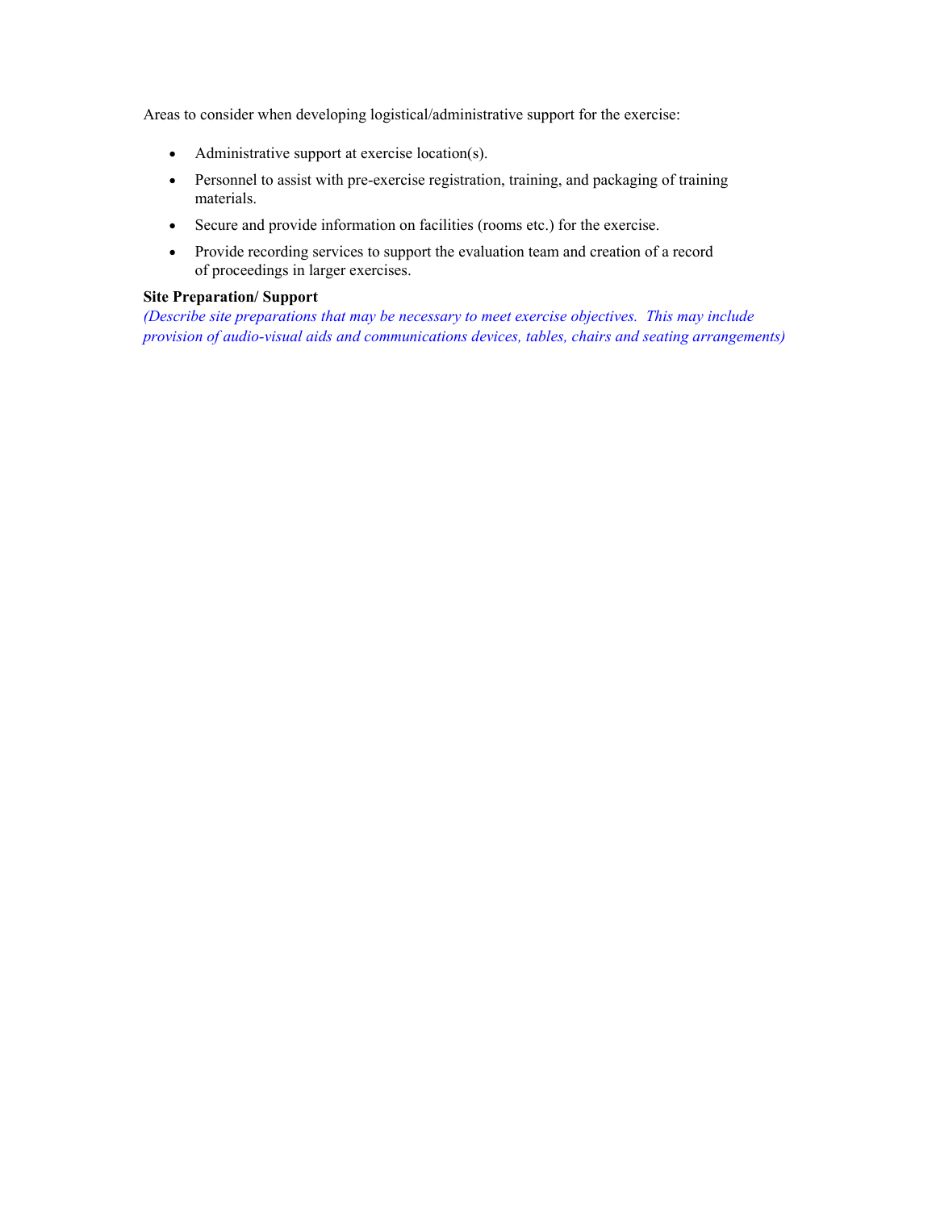Areas to consider when developing logistical/administrative support for the exercise:

- Administrative support at exercise location(s).
- Personnel to assist with pre-exercise registration, training, and packaging of training materials.
- Secure and provide information on facilities (rooms etc.) for the exercise.
- Provide recording services to support the evaluation team and creation of a record of proceedings in larger exercises.

**Site Preparation/ Support**

*(Describe site preparations that may be necessary to meet exercise objectives. This may include provision of audio-visual aids and communications devices, tables, chairs and seating arrangements)*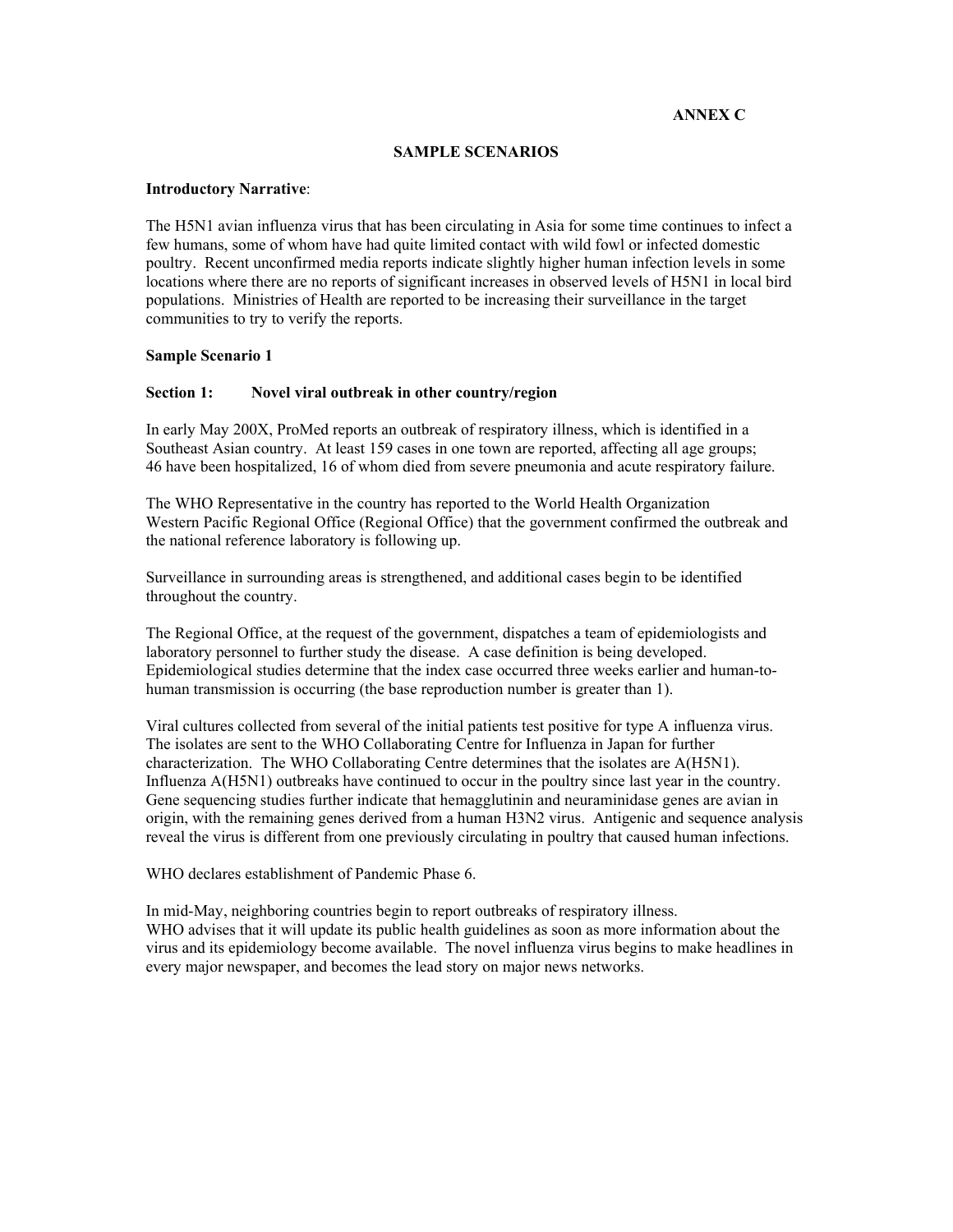**ANNEX C**

## SAMPLE SCENARIOS

**Introductory Narrative**:

The H5N1 avian influenza virus that has been circulating in Asia for some time continues to infect a few humans, some of whom have had quite limited contact with wild fowl or infected domestic poultry. Recent unconfirmed media reports indicate slightly higher human infection levels in some locations where there are no reports of significant increases in observed levels of H5N1 in local bird populations. Ministries of Health are reported to be increasing their surveillance in the target communities to try to verify the reports.

### Sample Scenario 1

**Section 1: Novel viral outbreak in other country/region**

In early May 200X, ProMed reports an outbreak of respiratory illness, which is identified in a Southeast Asian country. At least 159 cases in one town are reported, affecting all age groups; 46 have been hospitalized, 16 of whom died from severe pneumonia and acute respiratory failure.

The WHO Representative in the country has reported to the World Health Organization Western Pacific Regional Office (Regional Office) that the government confirmed the outbreak and the national reference laboratory is following up.

Surveillance in surrounding areas is strengthened, and additional cases begin to be identified throughout the country.

The Regional Office, at the request of the government, dispatches a team of epidemiologists and laboratory personnel to further study the disease. A case definition is being developed. Epidemiological studies determine that the index case occurred three weeks earlier and human-to-human transmission is occurring (the base reproduction number is greater than 1).

Viral cultures collected from several of the initial patients test positive for type A influenza virus. The isolates are sent to the WHO Collaborating Centre for Influenza in Japan for further characterization. The WHO Collaborating Centre determines that the isolates are A(H5N1). Influenza A(H5N1) outbreaks have continued to occur in the poultry since last year in the country. Gene sequencing studies further indicate that hemagglutinin and neuraminidase genes are avian in origin, with the remaining genes derived from a human H3N2 virus. Antigenic and sequence analysis reveal the virus is different from one previously circulating in poultry that caused human infections.

WHO declares establishment of Pandemic Phase 6.

In mid-May, neighboring countries begin to report outbreaks of respiratory illness. WHO advises that it will update its public health guidelines as soon as more information about the virus and its epidemiology become available. The novel influenza virus begins to make headlines in every major newspaper, and becomes the lead story on major news networks.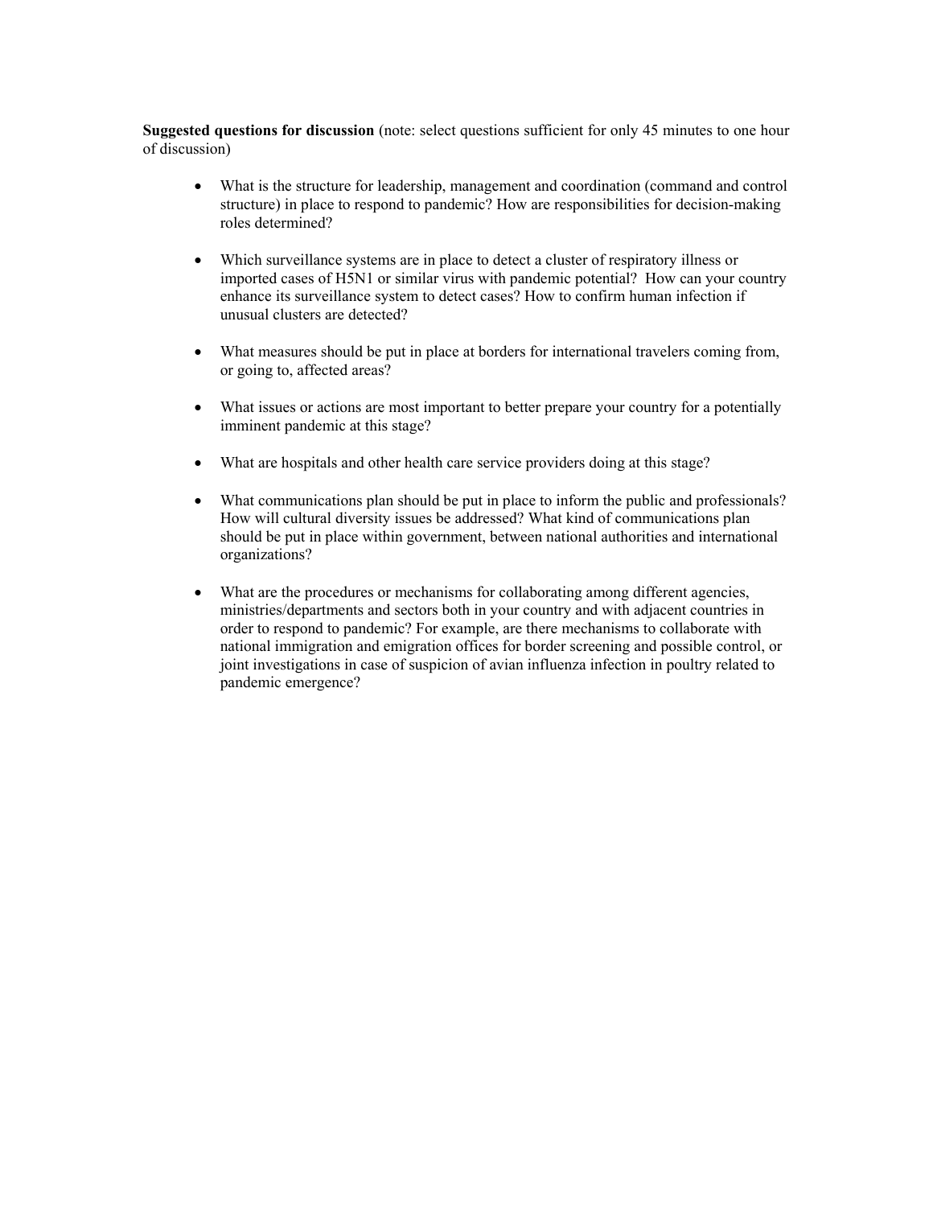**Suggested questions for discussion** (note: select questions sufficient for only 45 minutes to one hour of discussion)

- What is the structure for leadership, management and coordination (command and control structure) in place to respond to pandemic? How are responsibilities for decision-making roles determined?

- Which surveillance systems are in place to detect a cluster of respiratory illness or imported cases of H5N1 or similar virus with pandemic potential? How can your country enhance its surveillance system to detect cases? How to confirm human infection if unusual clusters are detected?

- What measures should be put in place at borders for international travelers coming from, or going to, affected areas?

- What issues or actions are most important to better prepare your country for a potentially imminent pandemic at this stage?

- What are hospitals and other health care service providers doing at this stage?

- What communications plan should be put in place to inform the public and professionals? How will cultural diversity issues be addressed? What kind of communications plan should be put in place within government, between national authorities and international organizations?

- What are the procedures or mechanisms for collaborating among different agencies, ministries/departments and sectors both in your country and with adjacent countries in order to respond to pandemic? For example, are there mechanisms to collaborate with national immigration and emigration offices for border screening and possible control, or joint investigations in case of suspicion of avian influenza infection in poultry related to pandemic emergence?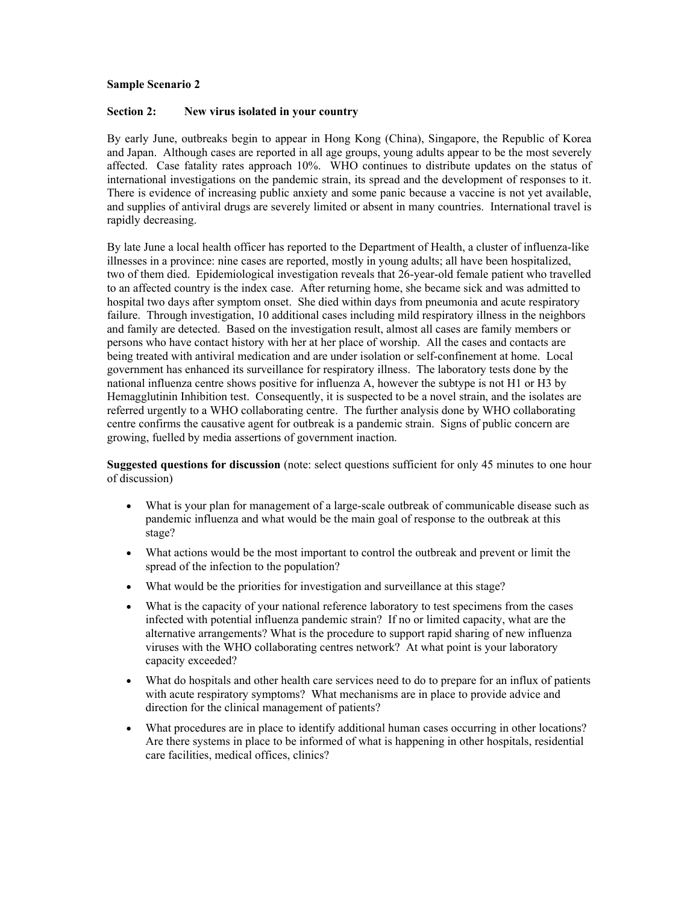**Sample Scenario 2**

**Section 2: New virus isolated in your country**

By early June, outbreaks begin to appear in Hong Kong (China), Singapore, the Republic of Korea and Japan. Although cases are reported in all age groups, young adults appear to be the most severely affected. Case fatality rates approach 10%. WHO continues to distribute updates on the status of international investigations on the pandemic strain, its spread and the development of responses to it. There is evidence of increasing public anxiety and some panic because a vaccine is not yet available, and supplies of antiviral drugs are severely limited or absent in many countries. International travel is rapidly decreasing.

By late June a local health officer has reported to the Department of Health, a cluster of influenza-like illnesses in a province: nine cases are reported, mostly in young adults; all have been hospitalized, two of them died. Epidemiological investigation reveals that 26-year-old female patient who travelled to an affected country is the index case. After returning home, she became sick and was admitted to hospital two days after symptom onset. She died within days from pneumonia and acute respiratory failure. Through investigation, 10 additional cases including mild respiratory illness in the neighbors and family are detected. Based on the investigation result, almost all cases are family members or persons who have contact history with her at her place of worship. All the cases and contacts are being treated with antiviral medication and are under isolation or self-confinement at home. Local government has enhanced its surveillance for respiratory illness. The laboratory tests done by the national influenza centre shows positive for influenza A, however the subtype is not H1 or H3 by Hemagglutinin Inhibition test. Consequently, it is suspected to be a novel strain, and the isolates are referred urgently to a WHO collaborating centre. The further analysis done by WHO collaborating centre confirms the causative agent for outbreak is a pandemic strain. Signs of public concern are growing, fuelled by media assertions of government inaction.

**Suggested questions for discussion** (note: select questions sufficient for only 45 minutes to one hour of discussion)

- What is your plan for management of a large-scale outbreak of communicable disease such as pandemic influenza and what would be the main goal of response to the outbreak at this stage?
- What actions would be the most important to control the outbreak and prevent or limit the spread of the infection to the population?
- What would be the priorities for investigation and surveillance at this stage?
- What is the capacity of your national reference laboratory to test specimens from the cases infected with potential influenza pandemic strain? If no or limited capacity, what are the alternative arrangements? What is the procedure to support rapid sharing of new influenza viruses with the WHO collaborating centres network? At what point is your laboratory capacity exceeded?
- What do hospitals and other health care services need to do to prepare for an influx of patients with acute respiratory symptoms? What mechanisms are in place to provide advice and direction for the clinical management of patients?
- What procedures are in place to identify additional human cases occurring in other locations? Are there systems in place to be informed of what is happening in other hospitals, residential care facilities, medical offices, clinics?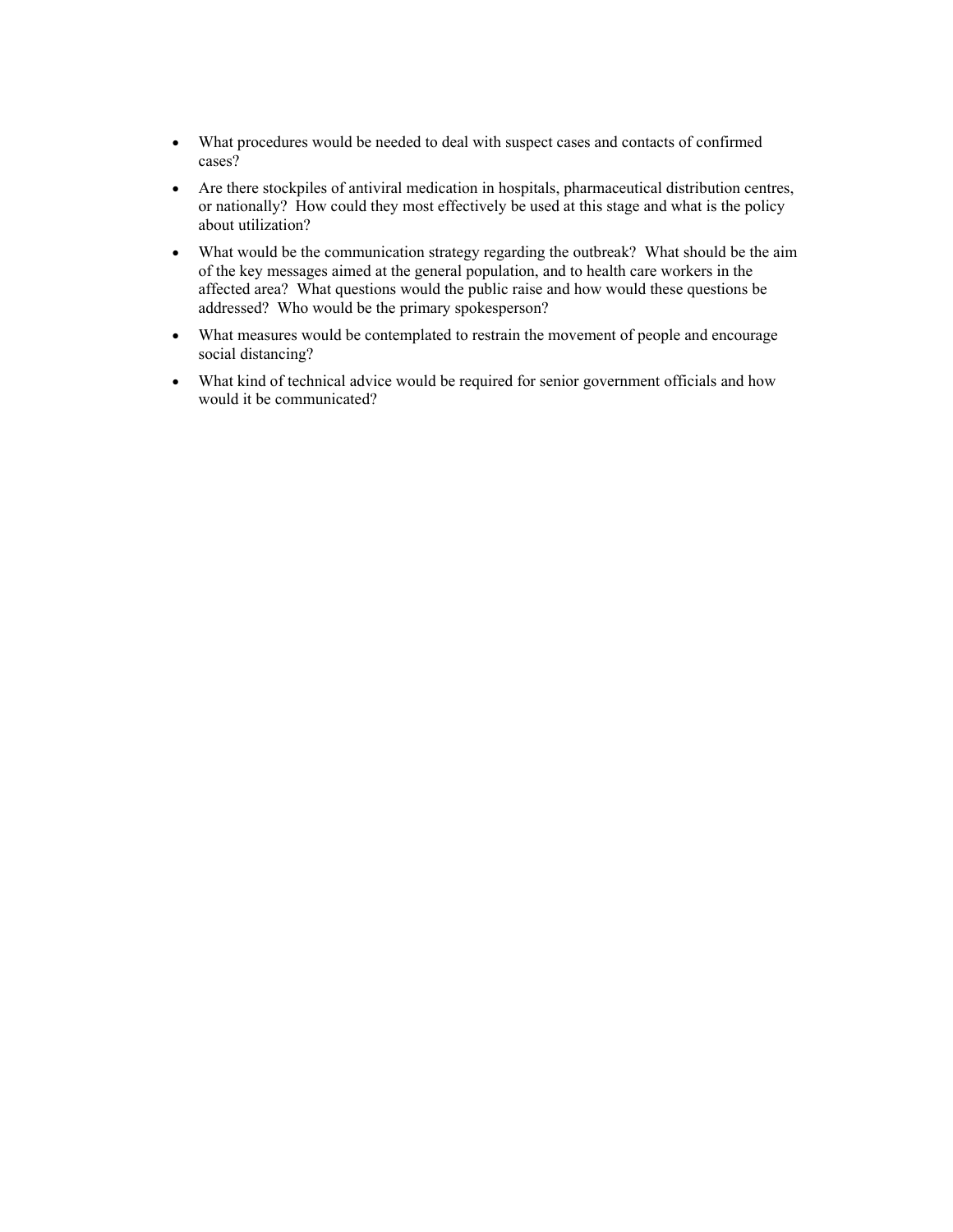- What procedures would be needed to deal with suspect cases and contacts of confirmed cases?
- Are there stockpiles of antiviral medication in hospitals, pharmaceutical distribution centres, or nationally? How could they most effectively be used at this stage and what is the policy about utilization?
- What would be the communication strategy regarding the outbreak? What should be the aim of the key messages aimed at the general population, and to health care workers in the affected area? What questions would the public raise and how would these questions be addressed? Who would be the primary spokesperson?
- What measures would be contemplated to restrain the movement of people and encourage social distancing?
- What kind of technical advice would be required for senior government officials and how would it be communicated?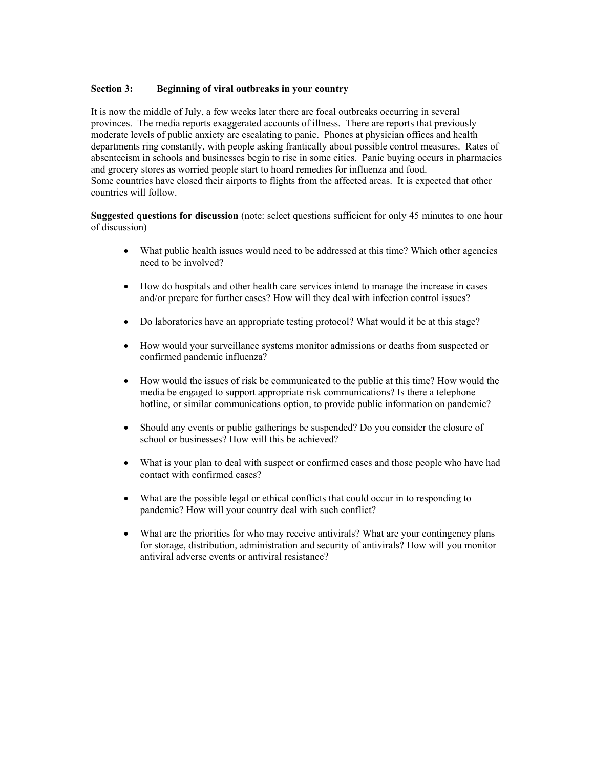**Section 3: Beginning of viral outbreaks in your country**

It is now the middle of July, a few weeks later there are focal outbreaks occurring in several provinces. The media reports exaggerated accounts of illness. There are reports that previously moderate levels of public anxiety are escalating to panic. Phones at physician offices and health departments ring constantly, with people asking frantically about possible control measures. Rates of absenteeism in schools and businesses begin to rise in some cities. Panic buying occurs in pharmacies and grocery stores as worried people start to hoard remedies for influenza and food.
Some countries have closed their airports to flights from the affected areas. It is expected that other countries will follow.

**Suggested questions for discussion** (note: select questions sufficient for only 45 minutes to one hour of discussion)

- What public health issues would need to be addressed at this time? Which other agencies need to be involved?
- How do hospitals and other health care services intend to manage the increase in cases and/or prepare for further cases? How will they deal with infection control issues?
- Do laboratories have an appropriate testing protocol? What would it be at this stage?
- How would your surveillance systems monitor admissions or deaths from suspected or confirmed pandemic influenza?
- How would the issues of risk be communicated to the public at this time? How would the media be engaged to support appropriate risk communications? Is there a telephone hotline, or similar communications option, to provide public information on pandemic?
- Should any events or public gatherings be suspended? Do you consider the closure of school or businesses? How will this be achieved?
- What is your plan to deal with suspect or confirmed cases and those people who have had contact with confirmed cases?
- What are the possible legal or ethical conflicts that could occur in to responding to pandemic? How will your country deal with such conflict?
- What are the priorities for who may receive antivirals? What are your contingency plans for storage, distribution, administration and security of antivirals? How will you monitor antiviral adverse events or antiviral resistance?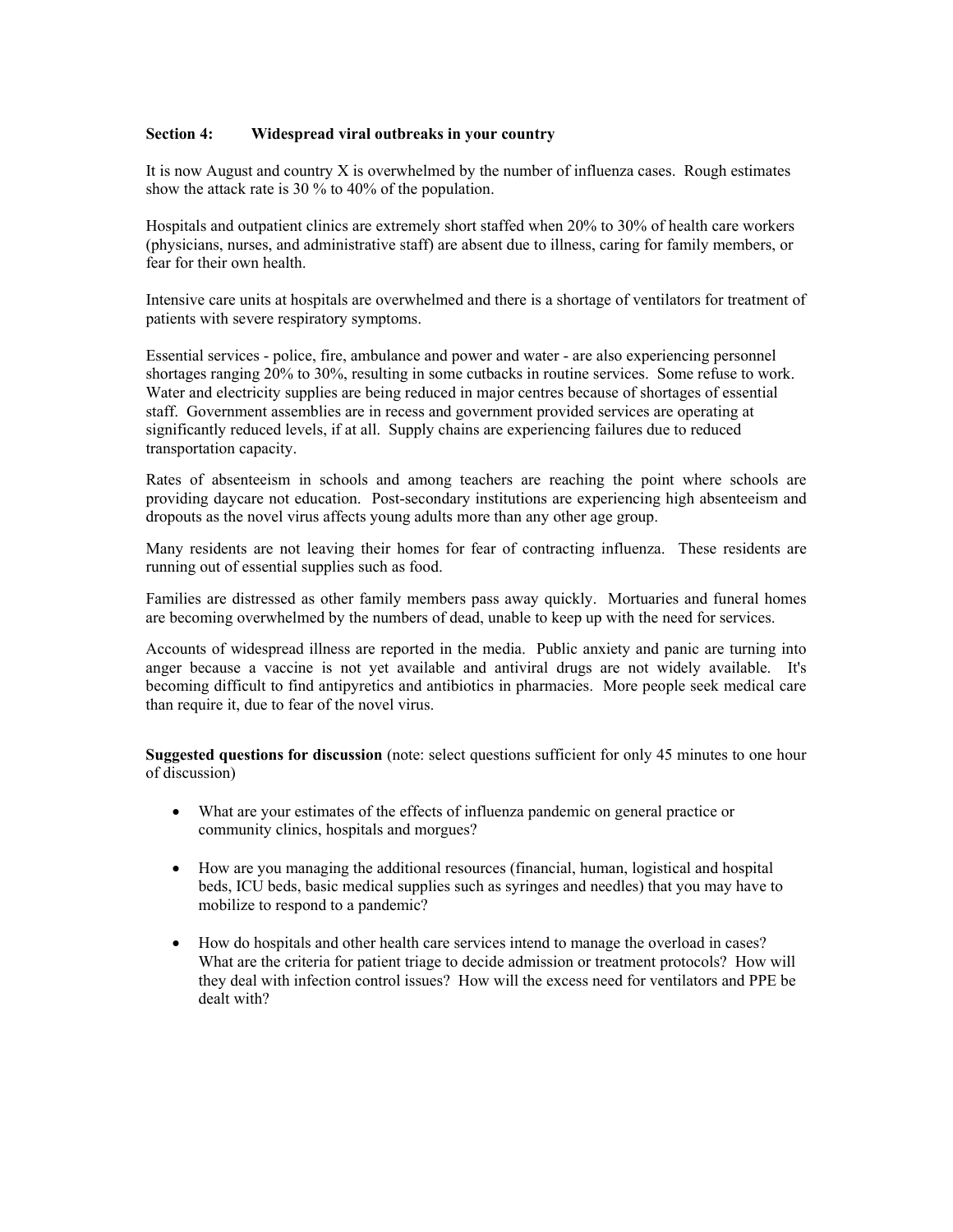**Section 4: Widespread viral outbreaks in your country**

It is now August and country X is overwhelmed by the number of influenza cases. Rough estimates show the attack rate is 30 % to 40% of the population.

Hospitals and outpatient clinics are extremely short staffed when 20% to 30% of health care workers (physicians, nurses, and administrative staff) are absent due to illness, caring for family members, or fear for their own health.

Intensive care units at hospitals are overwhelmed and there is a shortage of ventilators for treatment of patients with severe respiratory symptoms.

Essential services - police, fire, ambulance and power and water - are also experiencing personnel shortages ranging 20% to 30%, resulting in some cutbacks in routine services. Some refuse to work. Water and electricity supplies are being reduced in major centres because of shortages of essential staff. Government assemblies are in recess and government provided services are operating at significantly reduced levels, if at all. Supply chains are experiencing failures due to reduced transportation capacity.

Rates of absenteeism in schools and among teachers are reaching the point where schools are providing daycare not education. Post-secondary institutions are experiencing high absenteeism and dropouts as the novel virus affects young adults more than any other age group.

Many residents are not leaving their homes for fear of contracting influenza. These residents are running out of essential supplies such as food.

Families are distressed as other family members pass away quickly. Mortuaries and funeral homes are becoming overwhelmed by the numbers of dead, unable to keep up with the need for services.

Accounts of widespread illness are reported in the media. Public anxiety and panic are turning into anger because a vaccine is not yet available and antiviral drugs are not widely available. It's becoming difficult to find antipyretics and antibiotics in pharmacies. More people seek medical care than require it, due to fear of the novel virus.

**Suggested questions for discussion** (note: select questions sufficient for only 45 minutes to one hour of discussion)

- What are your estimates of the effects of influenza pandemic on general practice or community clinics, hospitals and morgues?
- How are you managing the additional resources (financial, human, logistical and hospital beds, ICU beds, basic medical supplies such as syringes and needles) that you may have to mobilize to respond to a pandemic?
- How do hospitals and other health care services intend to manage the overload in cases? What are the criteria for patient triage to decide admission or treatment protocols? How will they deal with infection control issues? How will the excess need for ventilators and PPE be dealt with?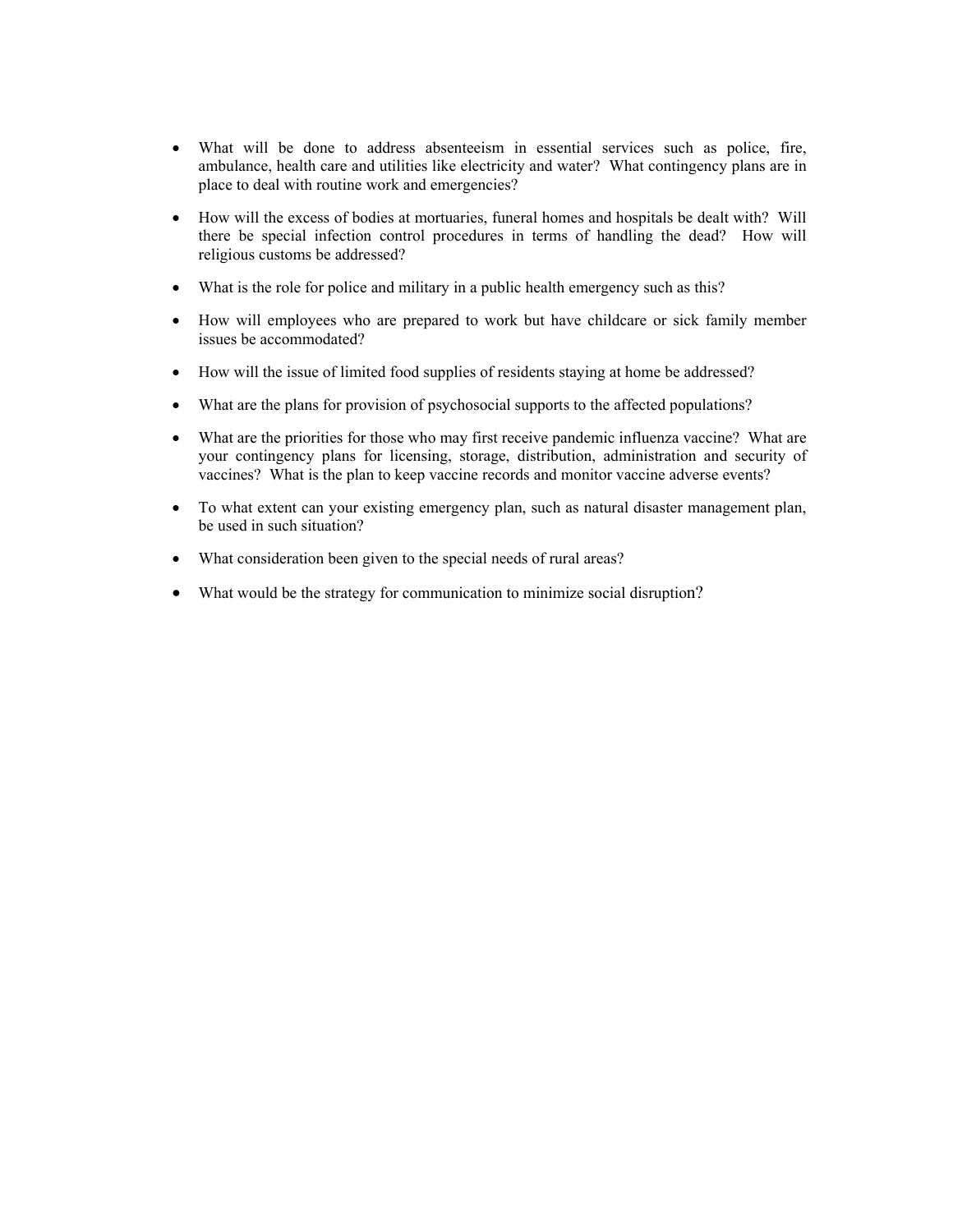- What will be done to address absenteeism in essential services such as police, fire, ambulance, health care and utilities like electricity and water? What contingency plans are in place to deal with routine work and emergencies?
- How will the excess of bodies at mortuaries, funeral homes and hospitals be dealt with? Will there be special infection control procedures in terms of handling the dead? How will religious customs be addressed?
- What is the role for police and military in a public health emergency such as this?
- How will employees who are prepared to work but have childcare or sick family member issues be accommodated?
- How will the issue of limited food supplies of residents staying at home be addressed?
- What are the plans for provision of psychosocial supports to the affected populations?
- What are the priorities for those who may first receive pandemic influenza vaccine? What are your contingency plans for licensing, storage, distribution, administration and security of vaccines? What is the plan to keep vaccine records and monitor vaccine adverse events?
- To what extent can your existing emergency plan, such as natural disaster management plan, be used in such situation?
- What consideration been given to the special needs of rural areas?
- What would be the strategy for communication to minimize social disruption?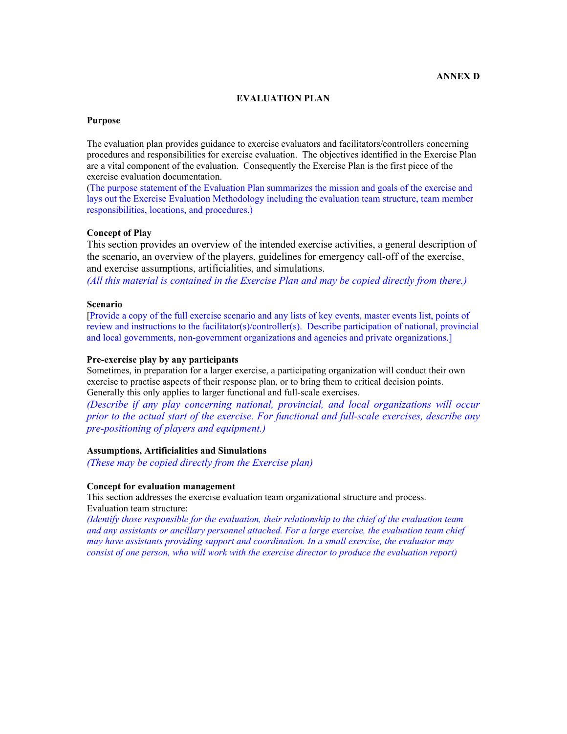**ANNEX D**

# EVALUATION PLAN

**Purpose**

The evaluation plan provides guidance to exercise evaluators and facilitators/controllers concerning procedures and responsibilities for exercise evaluation. The objectives identified in the Exercise Plan are a vital component of the evaluation. Consequently the Exercise Plan is the first piece of the exercise evaluation documentation.
(The purpose statement of the Evaluation Plan summarizes the mission and goals of the exercise and lays out the Exercise Evaluation Methodology including the evaluation team structure, team member responsibilities, locations, and procedures.)

**Concept of Play**

This section provides an overview of the intended exercise activities, a general description of the scenario, an overview of the players, guidelines for emergency call-off of the exercise, and exercise assumptions, artificialities, and simulations.
*(All this material is contained in the Exercise Plan and may be copied directly from there.)*

**Scenario**

[Provide a copy of the full exercise scenario and any lists of key events, master events list, points of review and instructions to the facilitator(s)/controller(s). Describe participation of national, provincial and local governments, non-government organizations and agencies and private organizations.]

**Pre-exercise play by any participants**

Sometimes, in preparation for a larger exercise, a participating organization will conduct their own exercise to practise aspects of their response plan, or to bring them to critical decision points. Generally this only applies to larger functional and full-scale exercises.
*(Describe if any play concerning national, provincial, and local organizations will occur prior to the actual start of the exercise. For functional and full-scale exercises, describe any pre-positioning of players and equipment.)*

**Assumptions, Artificialities and Simulations**

*(These may be copied directly from the Exercise plan)*

**Concept for evaluation management**

This section addresses the exercise evaluation team organizational structure and process.
Evaluation team structure:
*(Identify those responsible for the evaluation, their relationship to the chief of the evaluation team and any assistants or ancillary personnel attached. For a large exercise, the evaluation team chief may have assistants providing support and coordination. In a small exercise, the evaluator may consist of one person, who will work with the exercise director to produce the evaluation report)*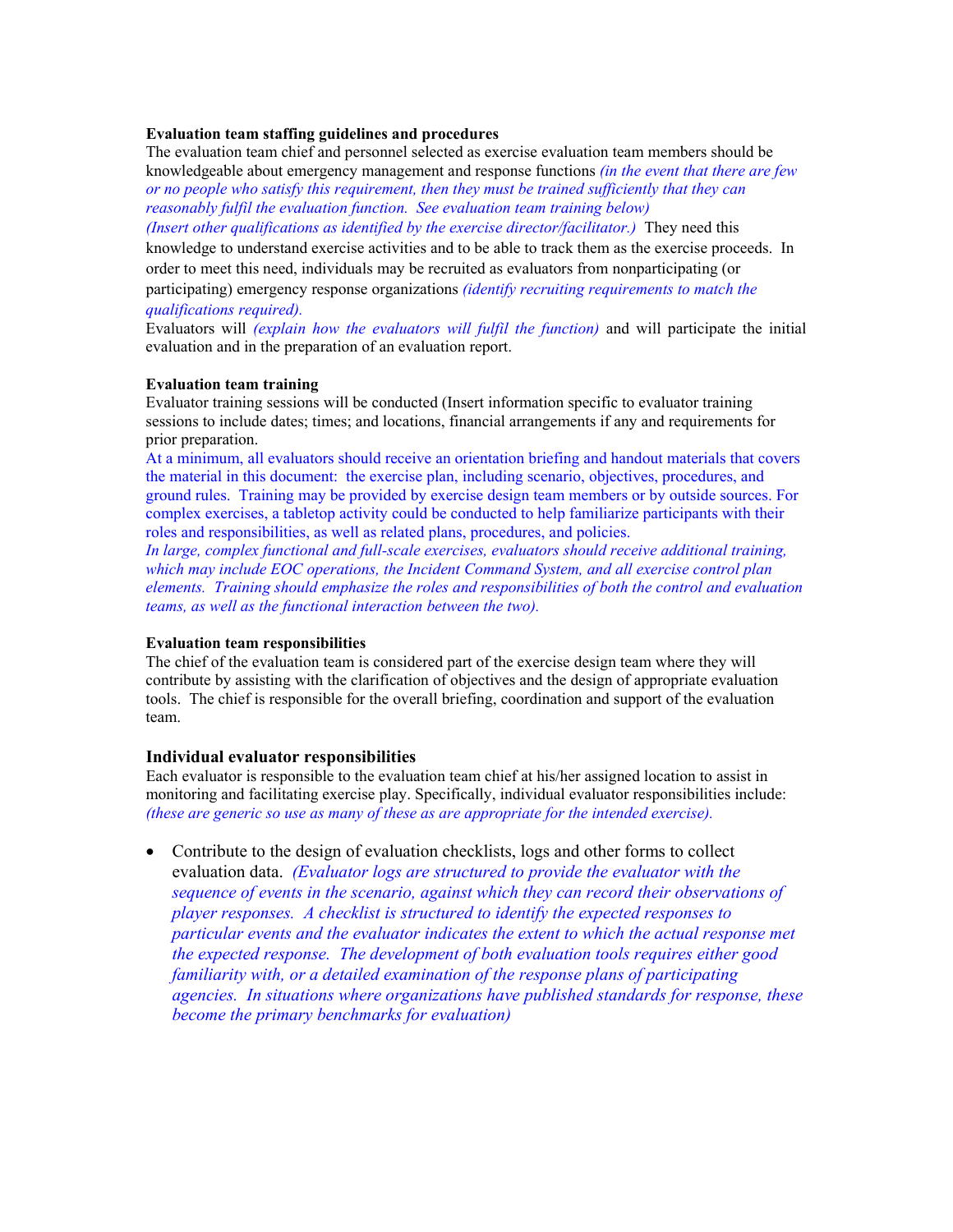**Evaluation team staffing guidelines and procedures**

The evaluation team chief and personnel selected as exercise evaluation team members should be knowledgeable about emergency management and response functions *(in the event that there are few or no people who satisfy this requirement, then they must be trained sufficiently that they can reasonably fulfil the evaluation function. See evaluation team training below)* *(Insert other qualifications as identified by the exercise director/facilitator.)* They need this knowledge to understand exercise activities and to be able to track them as the exercise proceeds. In order to meet this need, individuals may be recruited as evaluators from nonparticipating (or participating) emergency response organizations *(identify recruiting requirements to match the qualifications required).*

Evaluators will *(explain how the evaluators will fulfil the function)* and will participate the initial evaluation and in the preparation of an evaluation report.

**Evaluation team training**

Evaluator training sessions will be conducted (Insert information specific to evaluator training sessions to include dates; times; and locations, financial arrangements if any and requirements for prior preparation.

At a minimum, all evaluators should receive an orientation briefing and handout materials that covers the material in this document: the exercise plan, including scenario, objectives, procedures, and ground rules. Training may be provided by exercise design team members or by outside sources. For complex exercises, a tabletop activity could be conducted to help familiarize participants with their roles and responsibilities, as well as related plans, procedures, and policies.

*In large, complex functional and full-scale exercises, evaluators should receive additional training, which may include EOC operations, the Incident Command System, and all exercise control plan elements. Training should emphasize the roles and responsibilities of both the control and evaluation teams, as well as the functional interaction between the two).*

**Evaluation team responsibilities**

The chief of the evaluation team is considered part of the exercise design team where they will contribute by assisting with the clarification of objectives and the design of appropriate evaluation tools. The chief is responsible for the overall briefing, coordination and support of the evaluation team.

### Individual evaluator responsibilities

Each evaluator is responsible to the evaluation team chief at his/her assigned location to assist in monitoring and facilitating exercise play. Specifically, individual evaluator responsibilities include: *(these are generic so use as many of these as are appropriate for the intended exercise).*

- Contribute to the design of evaluation checklists, logs and other forms to collect evaluation data. *(Evaluator logs are structured to provide the evaluator with the sequence of events in the scenario, against which they can record their observations of player responses. A checklist is structured to identify the expected responses to particular events and the evaluator indicates the extent to which the actual response met the expected response. The development of both evaluation tools requires either good familiarity with, or a detailed examination of the response plans of participating agencies. In situations where organizations have published standards for response, these become the primary benchmarks for evaluation)*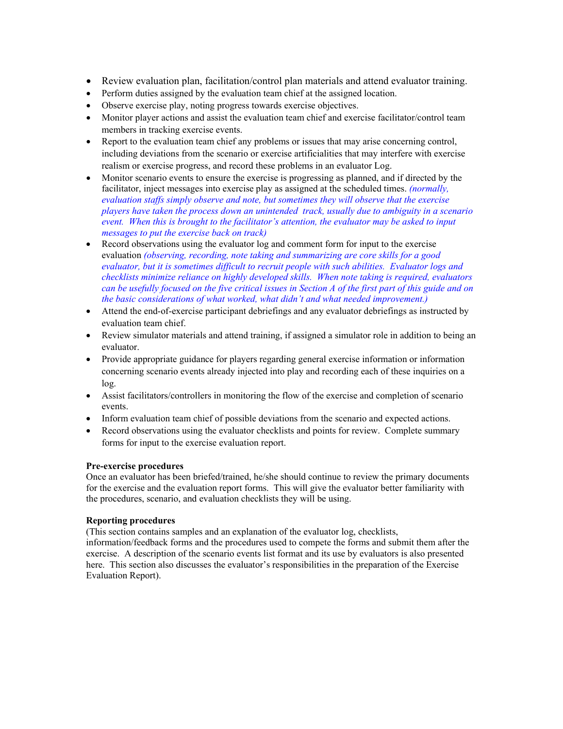- Review evaluation plan, facilitation/control plan materials and attend evaluator training.
- Perform duties assigned by the evaluation team chief at the assigned location.
- Observe exercise play, noting progress towards exercise objectives.
- Monitor player actions and assist the evaluation team chief and exercise facilitator/control team members in tracking exercise events.
- Report to the evaluation team chief any problems or issues that may arise concerning control, including deviations from the scenario or exercise artificialities that may interfere with exercise realism or exercise progress, and record these problems in an evaluator Log.
- Monitor scenario events to ensure the exercise is progressing as planned, and if directed by the facilitator, inject messages into exercise play as assigned at the scheduled times. *(normally, evaluation staffs simply observe and note, but sometimes they will observe that the exercise players have taken the process down an unintended track, usually due to ambiguity in a scenario event. When this is brought to the facilitator's attention, the evaluator may be asked to input messages to put the exercise back on track)*
- Record observations using the evaluator log and comment form for input to the exercise evaluation *(observing, recording, note taking and summarizing are core skills for a good evaluator, but it is sometimes difficult to recruit people with such abilities. Evaluator logs and checklists minimize reliance on highly developed skills. When note taking is required, evaluators can be usefully focused on the five critical issues in Section A of the first part of this guide and on the basic considerations of what worked, what didn't and what needed improvement.)*
- Attend the end-of-exercise participant debriefings and any evaluator debriefings as instructed by evaluation team chief.
- Review simulator materials and attend training, if assigned a simulator role in addition to being an evaluator.
- Provide appropriate guidance for players regarding general exercise information or information concerning scenario events already injected into play and recording each of these inquiries on a log.
- Assist facilitators/controllers in monitoring the flow of the exercise and completion of scenario events.
- Inform evaluation team chief of possible deviations from the scenario and expected actions.
- Record observations using the evaluator checklists and points for review. Complete summary forms for input to the exercise evaluation report.

**Pre-exercise procedures**

Once an evaluator has been briefed/trained, he/she should continue to review the primary documents for the exercise and the evaluation report forms. This will give the evaluator better familiarity with the procedures, scenario, and evaluation checklists they will be using.

**Reporting procedures**

(This section contains samples and an explanation of the evaluator log, checklists, information/feedback forms and the procedures used to compete the forms and submit them after the exercise. A description of the scenario events list format and its use by evaluators is also presented here. This section also discusses the evaluator's responsibilities in the preparation of the Exercise Evaluation Report).